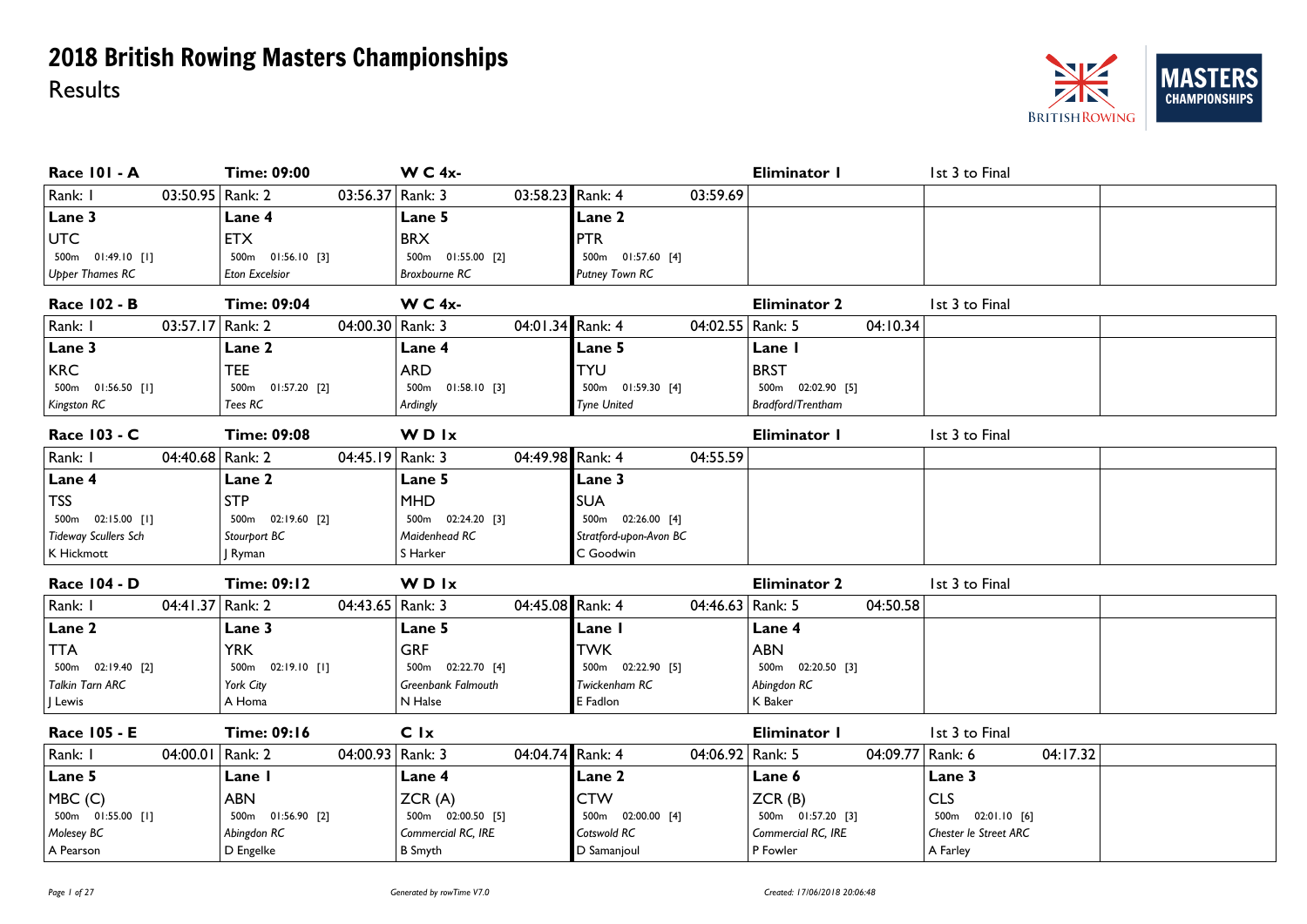# 2018 British Rowing Masters Championships

## Results

### Race 101 - A | Time: 09:00 | W C 4x- | Eliminator 1 | 1st 3 to Final

| Rank: 1 03:50.95 | Rank: 2 03:56.37 | Rank: 3 03:58.23 | Rank: 4 03:59.69 | | |
|---|---|---|---|---|---|
| **Lane 3** | **Lane 4** | **Lane 5** | **Lane 2** | | |
| UTC | ETX | BRX | PTR | | |
| 500m 01:49.10 [1] | 500m 01:56.10 [3] | 500m 01:55.00 [2] | 500m 01:57.60 [4] | | |
| *Upper Thames RC* | *Eton Excelsior* | *Broxbourne RC* | *Putney Town RC* | | |

### Race 102 - B | Time: 09:04 | W C 4x- | Eliminator 2 | 1st 3 to Final

| Rank: 1 03:57.17 | Rank: 2 04:00.30 | Rank: 3 04:01.34 | Rank: 4 04:02.55 | Rank: 5 04:10.34 | |
|---|---|---|---|---|---|
| **Lane 3** | **Lane 2** | **Lane 4** | **Lane 5** | **Lane 1** | |
| KRC | TEE | ARD | TYU | BRST | |
| 500m 01:56.50 [1] | 500m 01:57.20 [2] | 500m 01:58.10 [3] | 500m 01:59.30 [4] | 500m 02:02.90 [5] | |
| *Kingston RC* | *Tees RC* | *Ardingly* | *Tyne United* | *Bradford/Trentham* | |

### Race 103 - C | Time: 09:08 | W D 1x | Eliminator 1 | 1st 3 to Final

| Rank: 1 04:40.68 | Rank: 2 04:45.19 | Rank: 3 04:49.98 | Rank: 4 04:55.59 | | |
|---|---|---|---|---|---|
| **Lane 4** | **Lane 2** | **Lane 5** | **Lane 3** | | |
| TSS | STP | MHD | SUA | | |
| 500m 02:15.00 [1] | 500m 02:19.60 [2] | 500m 02:24.20 [3] | 500m 02:26.00 [4] | | |
| *Tideway Scullers Sch* | *Stourport BC* | *Maidenhead RC* | *Stratford-upon-Avon BC* | | |
| K Hickmott | J Ryman | S Harker | C Goodwin | | |

### Race 104 - D | Time: 09:12 | W D 1x | Eliminator 2 | 1st 3 to Final

| Rank: 1 04:41.37 | Rank: 2 04:43.65 | Rank: 3 04:45.08 | Rank: 4 04:46.63 | Rank: 5 04:50.58 | |
|---|---|---|---|---|---|
| **Lane 2** | **Lane 3** | **Lane 5** | **Lane 1** | **Lane 4** | |
| TTA | YRK | GRF | TWK | ABN | |
| 500m 02:19.40 [2] | 500m 02:19.10 [1] | 500m 02:22.70 [4] | 500m 02:22.90 [5] | 500m 02:20.50 [3] | |
| *Talkin Tarn ARC* | *York City* | *Greenbank Falmouth* | *Twickenham RC* | *Abingdon RC* | |
| J Lewis | A Homa | N Halse | E Fadlon | K Baker | |

### Race 105 - E | Time: 09:16 | C 1x | Eliminator 1 | 1st 3 to Final

| Rank: 1 04:00.01 | Rank: 2 04:00.93 | Rank: 3 04:04.74 | Rank: 4 04:06.92 | Rank: 5 04:09.77 | Rank: 6 04:17.32 |
|---|---|---|---|---|---|
| **Lane 5** | **Lane 1** | **Lane 4** | **Lane 2** | **Lane 6** | **Lane 3** |
| MBC (C) | ABN | ZCR (A) | CTW | ZCR (B) | CLS |
| 500m 01:55.00 [1] | 500m 01:56.90 [2] | 500m 02:00.50 [5] | 500m 02:00.00 [4] | 500m 01:57.20 [3] | 500m 02:01.10 [6] |
| *Molesey BC* | *Abingdon RC* | *Commercial RC, IRE* | *Cotswold RC* | *Commercial RC, IRE* | *Chester le Street ARC* |
| A Pearson | D Engelke | B Smyth | D Samanjoul | P Fowler | A Farley |

*Generated by rowTime V7.0* *Created: 17/06/2018 20:06:48*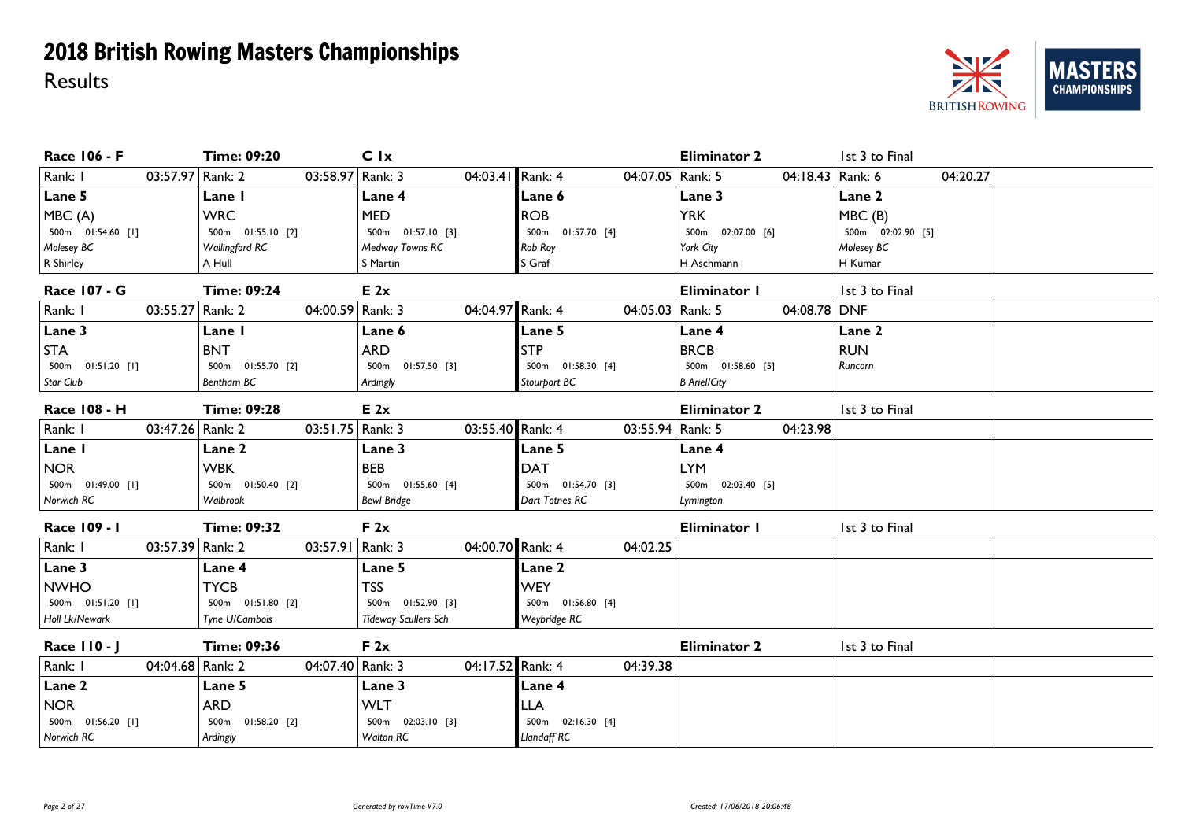# 2018 British Rowing Masters Championships

Results

## Race 106 - F

**Time: 09:20** | **C 1x** | **Eliminator 2** | 1st 3 to Final

| Rank: 1 03:57.97 | Rank: 2 03:58.97 | Rank: 3 04:03.41 | Rank: 4 04:07.05 | Rank: 5 04:18.43 | Rank: 6 04:20.27 |
|---|---|---|---|---|---|
| **Lane 5** | **Lane 1** | **Lane 4** | **Lane 6** | **Lane 3** | **Lane 2** |
| MBC (A) | WRC | MED | ROB | YRK | MBC (B) |
| 500m 01:54.60 [1] | 500m 01:55.10 [2] | 500m 01:57.10 [3] | 500m 01:57.70 [4] | 500m 02:07.00 [6] | 500m 02:02.90 [5] |
| *Molesey BC* | *Wallingford RC* | *Medway Towns RC* | *Rob Roy* | *York City* | *Molesey BC* |
| R Shirley | A Hull | S Martin | S Graf | H Aschmann | H Kumar |

## Race 107 - G

**Time: 09:24** | **E 2x** | **Eliminator 1** | 1st 3 to Final

| Rank: 1 03:55.27 | Rank: 2 04:00.59 | Rank: 3 04:04.97 | Rank: 4 04:05.03 | Rank: 5 04:08.78 | DNF |
|---|---|---|---|---|---|
| **Lane 3** | **Lane 1** | **Lane 6** | **Lane 5** | **Lane 4** | **Lane 2** |
| STA | BNT | ARD | STP | BRCB | RUN |
| 500m 01:51.20 [1] | 500m 01:55.70 [2] | 500m 01:57.50 [3] | 500m 01:58.30 [4] | 500m 01:58.60 [5] | *Runcorn* |
| *Star Club* | *Bentham BC* | *Ardingly* | *Stourport BC* | *B Ariel/City* | |

## Race 108 - H

**Time: 09:28** | **E 2x** | **Eliminator 2** | 1st 3 to Final

| Rank: 1 03:47.26 | Rank: 2 03:51.75 | Rank: 3 03:55.40 | Rank: 4 03:55.94 | Rank: 5 04:23.98 |
|---|---|---|---|---|
| **Lane 1** | **Lane 2** | **Lane 3** | **Lane 5** | **Lane 4** |
| NOR | WBK | BEB | DAT | LYM |
| 500m 01:49.00 [1] | 500m 01:50.40 [2] | 500m 01:55.60 [4] | 500m 01:54.70 [3] | 500m 02:03.40 [5] |
| *Norwich RC* | *Walbrook* | *Bewl Bridge* | *Dart Totnes RC* | *Lymington* |

## Race 109 - I

**Time: 09:32** | **F 2x** | **Eliminator 1** | 1st 3 to Final

| Rank: 1 03:57.39 | Rank: 2 03:57.91 | Rank: 3 04:00.70 | Rank: 4 04:02.25 |
|---|---|---|---|
| **Lane 3** | **Lane 4** | **Lane 5** | **Lane 2** |
| NWHO | TYCB | TSS | WEY |
| 500m 01:51.20 [1] | 500m 01:51.80 [2] | 500m 01:52.90 [3] | 500m 01:56.80 [4] |
| *Holl Lk/Newark* | *Tyne U/Cambois* | *Tideway Scullers Sch* | *Weybridge RC* |

## Race 110 - J

**Time: 09:36** | **F 2x** | **Eliminator 2** | 1st 3 to Final

| Rank: 1 04:04.68 | Rank: 2 04:07.40 | Rank: 3 04:17.52 | Rank: 4 04:39.38 |
|---|---|---|---|
| **Lane 2** | **Lane 5** | **Lane 3** | **Lane 4** |
| NOR | ARD | WLT | LLA |
| 500m 01:56.20 [1] | 500m 01:58.20 [2] | 500m 02:03.10 [3] | 500m 02:16.30 [4] |
| *Norwich RC* | *Ardingly* | *Walton RC* | *Llandaff RC* |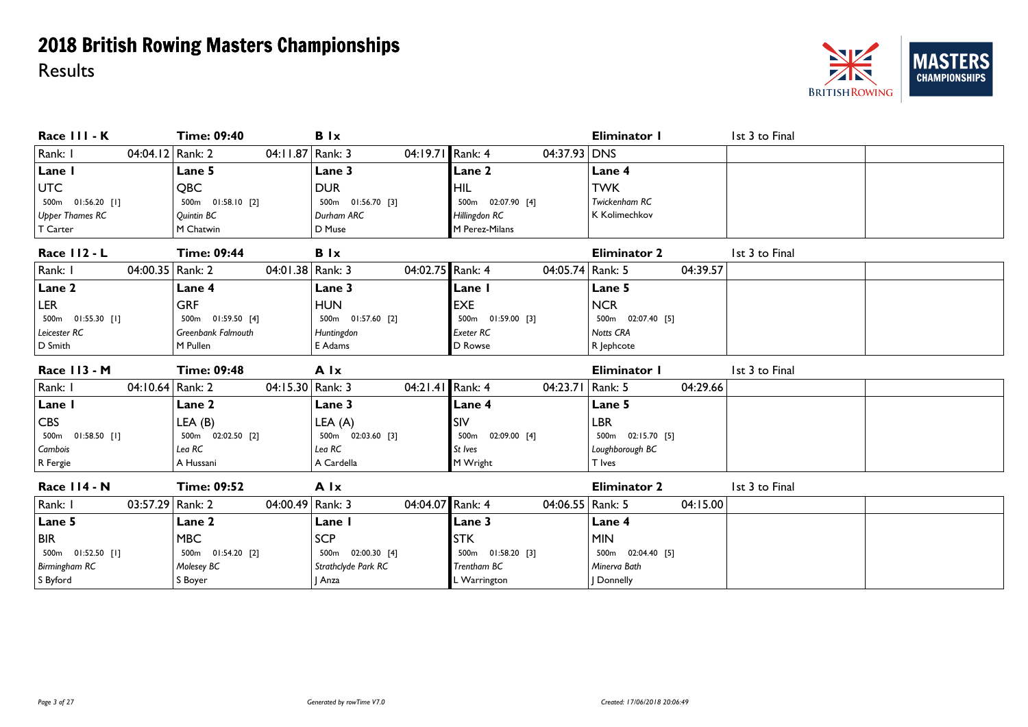# 2018 British Rowing Masters Championships

Results

| Race 111 - K | Time: 09:40 | B 1x | | Eliminator 1 | 1st 3 to Final |
|---|---|---|---|---|---|
| Rank: 1 04:04.12 | Rank: 2 04:11.87 | Rank: 3 04:19.71 | Rank: 4 04:37.93 | DNS | |
| **Lane 1** | **Lane 5** | **Lane 3** | **Lane 2** | **Lane 4** | |
| UTC | QBC | DUR | HIL | TWK | |
| 500m 01:56.20 [1] | 500m 01:58.10 [2] | 500m 01:56.70 [3] | 500m 02:07.90 [4] | *Twickenham RC* | |
| *Upper Thames RC* | *Quintin BC* | *Durham ARC* | *Hillingdon RC* | K Kolimechkov | |
| T Carter | M Chatwin | D Muse | M Perez-Milans | | |

| Race 112 - L | Time: 09:44 | B 1x | | Eliminator 2 | 1st 3 to Final |
|---|---|---|---|---|---|
| Rank: 1 04:00.35 | Rank: 2 04:01.38 | Rank: 3 04:02.75 | Rank: 4 04:05.74 | Rank: 5 04:39.57 | |
| **Lane 2** | **Lane 4** | **Lane 3** | **Lane 1** | **Lane 5** | |
| LER | GRF | HUN | EXE | NCR | |
| 500m 01:55.30 [1] | 500m 01:59.50 [4] | 500m 01:57.60 [2] | 500m 01:59.00 [3] | 500m 02:07.40 [5] | |
| *Leicester RC* | *Greenbank Falmouth* | *Huntingdon* | *Exeter RC* | *Notts CRA* | |
| D Smith | M Pullen | E Adams | D Rowse | R Jephcote | |

| Race 113 - M | Time: 09:48 | A 1x | | Eliminator 1 | 1st 3 to Final |
|---|---|---|---|---|---|
| Rank: 1 04:10.64 | Rank: 2 04:15.30 | Rank: 3 04:21.41 | Rank: 4 04:23.71 | Rank: 5 04:29.66 | |
| **Lane 1** | **Lane 2** | **Lane 3** | **Lane 4** | **Lane 5** | |
| CBS | LEA (B) | LEA (A) | SIV | LBR | |
| 500m 01:58.50 [1] | 500m 02:02.50 [2] | 500m 02:03.60 [3] | 500m 02:09.00 [4] | 500m 02:15.70 [5] | |
| *Cambois* | *Lea RC* | *Lea RC* | *St Ives* | *Loughborough BC* | |
| R Fergie | A Hussani | A Cardella | M Wright | T Ives | |

| Race 114 - N | Time: 09:52 | A 1x | | Eliminator 2 | 1st 3 to Final |
|---|---|---|---|---|---|
| Rank: 1 03:57.29 | Rank: 2 04:00.49 | Rank: 3 04:04.07 | Rank: 4 04:06.55 | Rank: 5 04:15.00 | |
| **Lane 5** | **Lane 2** | **Lane 1** | **Lane 3** | **Lane 4** | |
| BIR | MBC | SCP | STK | MIN | |
| 500m 01:52.50 [1] | 500m 01:54.20 [2] | 500m 02:00.30 [4] | 500m 01:58.20 [3] | 500m 02:04.40 [5] | |
| *Birmingham RC* | *Molesey BC* | *Strathclyde Park RC* | *Trentham BC* | *Minerva Bath* | |
| S Byford | S Boyer | J Anza | L Warrington | J Donnelly | |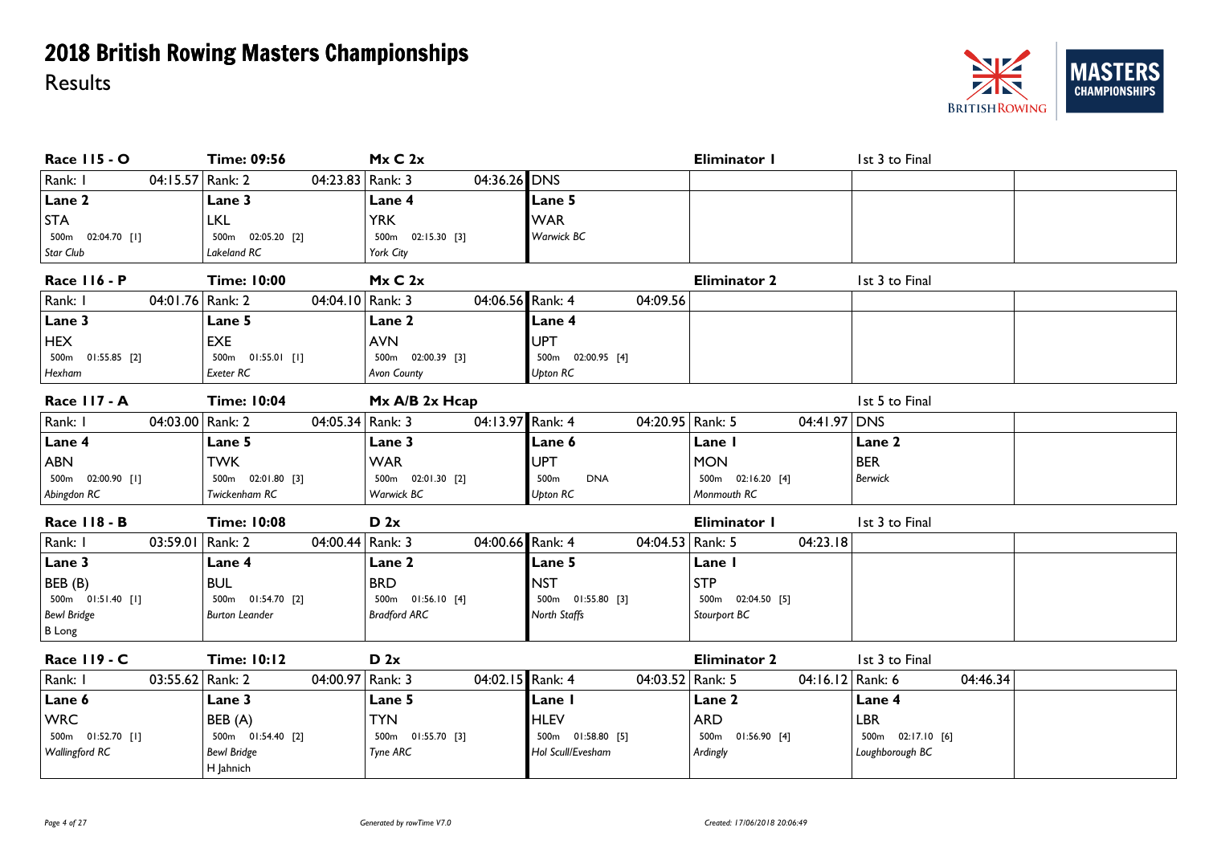# 2018 British Rowing Masters Championships

Results

**Race 115 - O** | **Time: 09:56** | **Mx C 2x** | **Eliminator 1** | 1st 3 to Final

| Rank: 1 04:15.57 | Rank: 2 04:23.83 | Rank: 3 04:36.26 | DNS |
|---|---|---|---|
| **Lane 2** | **Lane 3** | **Lane 4** | **Lane 5** |
| STA | LKL | YRK | WAR |
| 500m 02:04.70 [1] | 500m 02:05.20 [2] | 500m 02:15.30 [3] | *Warwick BC* |
| *Star Club* | *Lakeland RC* | *York City* | |

**Race 116 - P** | **Time: 10:00** | **Mx C 2x** | **Eliminator 2** | 1st 3 to Final

| Rank: 1 04:01.76 | Rank: 2 04:04.10 | Rank: 3 04:06.56 | Rank: 4 04:09.56 |
|---|---|---|---|
| **Lane 3** | **Lane 5** | **Lane 2** | **Lane 4** |
| HEX | EXE | AVN | UPT |
| 500m 01:55.85 [2] | 500m 01:55.01 [1] | 500m 02:00.39 [3] | 500m 02:00.95 [4] |
| *Hexham* | *Exeter RC* | *Avon County* | *Upton RC* |

**Race 117 - A** | **Time: 10:04** | **Mx A/B 2x Hcap** | 1st 5 to Final

| Rank: 1 04:03.00 | Rank: 2 04:05.34 | Rank: 3 04:13.97 | Rank: 4 04:20.95 | Rank: 5 04:41.97 | DNS |
|---|---|---|---|---|---|
| **Lane 4** | **Lane 5** | **Lane 3** | **Lane 6** | **Lane 1** | **Lane 2** |
| ABN | TWK | WAR | UPT | MON | BER |
| 500m 02:00.90 [1] | 500m 02:01.80 [3] | 500m 02:01.30 [2] | 500m DNA | 500m 02:16.20 [4] | *Berwick* |
| *Abingdon RC* | *Twickenham RC* | *Warwick BC* | *Upton RC* | *Monmouth RC* | |

**Race 118 - B** | **Time: 10:08** | **D 2x** | **Eliminator 1** | 1st 3 to Final

| Rank: 1 03:59.01 | Rank: 2 04:00.44 | Rank: 3 04:00.66 | Rank: 4 04:04.53 | Rank: 5 04:23.18 |
|---|---|---|---|---|
| **Lane 3** | **Lane 4** | **Lane 2** | **Lane 5** | **Lane 1** |
| BEB (B) | BUL | BRD | NST | STP |
| 500m 01:51.40 [1] | 500m 01:54.70 [2] | 500m 01:56.10 [4] | 500m 01:55.80 [3] | 500m 02:04.50 [5] |
| *Bewl Bridge* | *Burton Leander* | *Bradford ARC* | *North Staffs* | *Stourport BC* |
| B Long | | | | |

**Race 119 - C** | **Time: 10:12** | **D 2x** | **Eliminator 2** | 1st 3 to Final

| Rank: 1 03:55.62 | Rank: 2 04:00.97 | Rank: 3 04:02.15 | Rank: 4 04:03.52 | Rank: 5 04:16.12 | Rank: 6 04:46.34 |
|---|---|---|---|---|---|
| **Lane 6** | **Lane 3** | **Lane 5** | **Lane 1** | **Lane 2** | **Lane 4** |
| WRC | BEB (A) | TYN | HLEV | ARD | LBR |
| 500m 01:52.70 [1] | 500m 01:54.40 [2] | 500m 01:55.70 [3] | 500m 01:58.80 [5] | 500m 01:56.90 [4] | 500m 02:17.10 [6] |
| *Wallingford RC* | *Bewl Bridge* | *Tyne ARC* | *Hol Scull/Evesham* | *Ardingly* | *Loughborough BC* |
| | H Jahnich | | | | |

*Generated by rowTime V7.0* *Created: 17/06/2018 20:06:49*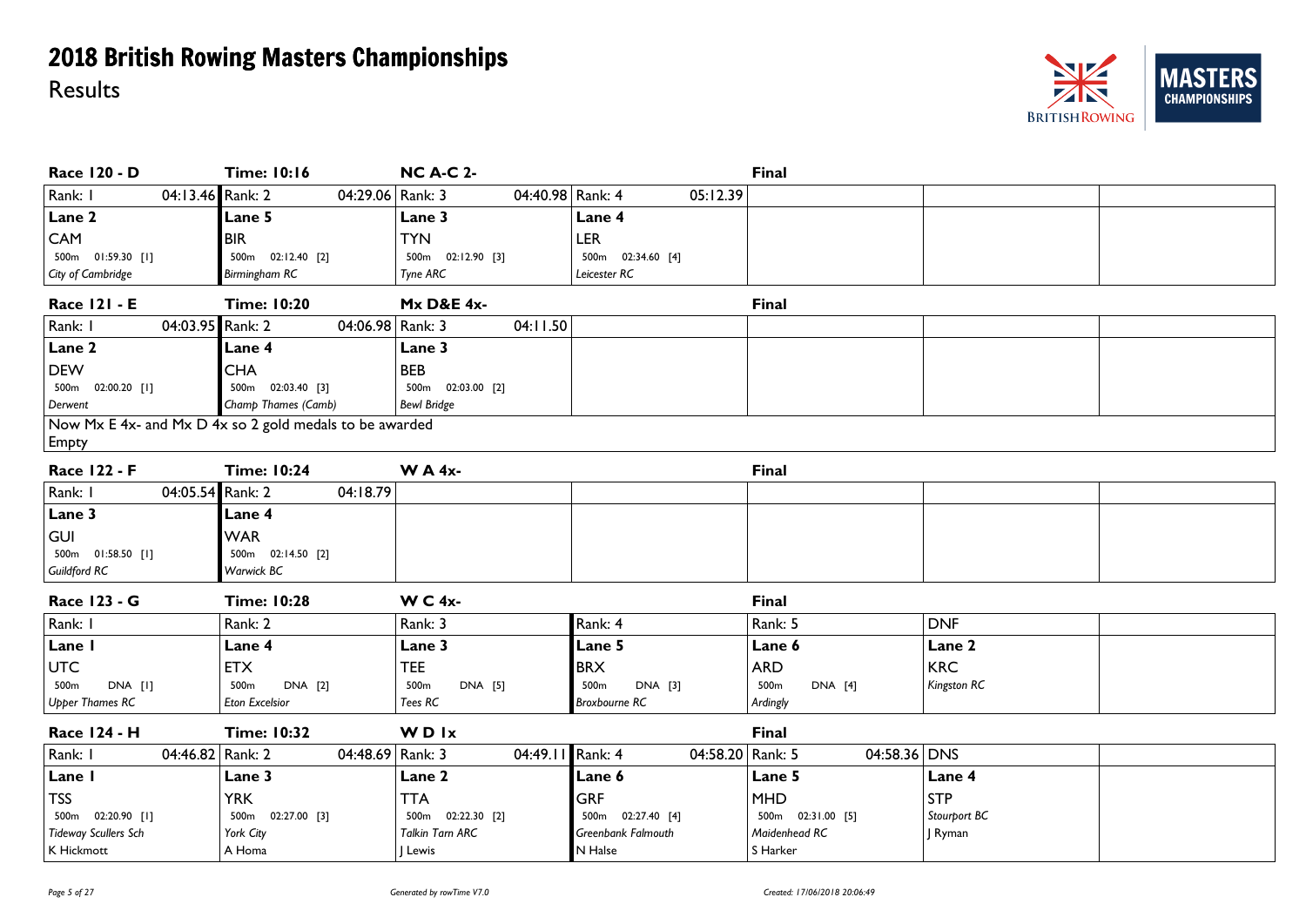# 2018 British Rowing Masters Championships

Results

## Race 120 - D | Time: 10:16 | NC A-C 2- | Final

| Rank: 1 04:13.46 | Rank: 2 04:29.06 | Rank: 3 04:40.98 | Rank: 4 05:12.39 |
|---|---|---|---|
| Lane 2 | Lane 5 | Lane 3 | Lane 4 |
| CAM | BIR | TYN | LER |
| 500m 01:59.30 [1] | 500m 02:12.40 [2] | 500m 02:12.90 [3] | 500m 02:34.60 [4] |
| *City of Cambridge* | *Birmingham RC* | *Tyne ARC* | *Leicester RC* |

## Race 121 - E | Time: 10:20 | Mx D&E 4x- | Final

| Rank: 1 04:03.95 | Rank: 2 04:06.98 | Rank: 3 04:11.50 |
|---|---|---|
| Lane 2 | Lane 4 | Lane 3 |
| DEW | CHA | BEB |
| 500m 02:00.20 [1] | 500m 02:03.40 [3] | 500m 02:03.00 [2] |
| *Derwent* | *Champ Thames (Camb)* | *Bewl Bridge* |

Now Mx E 4x- and Mx D 4x so 2 gold medals to be awarded
Empty

## Race 122 - F | Time: 10:24 | W A 4x- | Final

| Rank: 1 04:05.54 | Rank: 2 04:18.79 |
|---|---|
| Lane 3 | Lane 4 |
| GUI | WAR |
| 500m 01:58.50 [1] | 500m 02:14.50 [2] |
| *Guildford RC* | *Warwick BC* |

## Race 123 - G | Time: 10:28 | W C 4x- | Final

| Rank: 1 | Rank: 2 | Rank: 3 | Rank: 4 | Rank: 5 | DNF |
|---|---|---|---|---|---|
| Lane 1 | Lane 4 | Lane 3 | Lane 5 | Lane 6 | Lane 2 |
| UTC | ETX | TEE | BRX | ARD | KRC |
| 500m DNA [1] | 500m DNA [2] | 500m DNA [5] | 500m DNA [3] | 500m DNA [4] | *Kingston RC* |
| *Upper Thames RC* | *Eton Excelsior* | *Tees RC* | *Broxbourne RC* | *Ardingly* | |

## Race 124 - H | Time: 10:32 | W D 1x | Final

| Rank: 1 04:46.82 | Rank: 2 04:48.69 | Rank: 3 04:49.11 | Rank: 4 04:58.20 | Rank: 5 04:58.36 | DNS |
|---|---|---|---|---|---|
| Lane 1 | Lane 3 | Lane 2 | Lane 6 | Lane 5 | Lane 4 |
| TSS | YRK | TTA | GRF | MHD | STP |
| 500m 02:20.90 [1] | 500m 02:27.00 [3] | 500m 02:22.30 [2] | 500m 02:27.40 [4] | 500m 02:31.00 [5] | *Stourport BC* |
| *Tideway Scullers Sch* | *York City* | *Talkin Tarn ARC* | *Greenbank Falmouth* | *Maidenhead RC* | J Ryman |
| K Hickmott | A Homa | J Lewis | N Halse | S Harker | |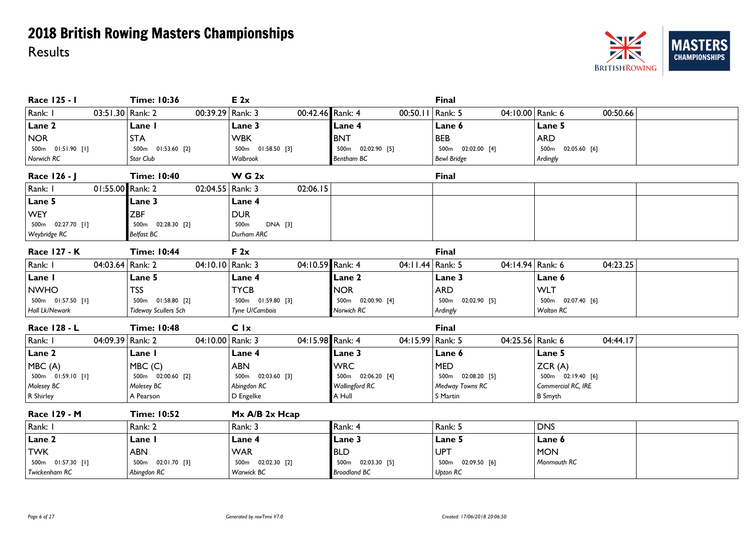# 2018 British Rowing Masters Championships

Results

## Race 125 - I | Time: 10:36 | E 2x | Final

| Rank: 1 03:51.30 | Rank: 2 00:39.29 | Rank: 3 00:42.46 | Rank: 4 00:50.11 | Rank: 5 04:10.00 | Rank: 6 00:50.66 |
|---|---|---|---|---|---|
| **Lane 2** | **Lane 1** | **Lane 3** | **Lane 4** | **Lane 6** | **Lane 5** |
| NOR | STA | WBK | BNT | BEB | ARD |
| 500m 01:51.90 [1] | 500m 01:53.60 [2] | 500m 01:58.50 [3] | 500m 02:02.90 [5] | 500m 02:02.00 [4] | 500m 02:05.60 [6] |
| *Norwich RC* | *Star Club* | *Walbrook* | *Bentham BC* | *Bewl Bridge* | *Ardingly* |

## Race 126 - J | Time: 10:40 | W G 2x | Final

| Rank: 1 01:55.00 | Rank: 2 02:04.55 | Rank: 3 02:06.15 |
|---|---|---|
| **Lane 5** | **Lane 3** | **Lane 4** |
| WEY | ZBF | DUR |
| 500m 02:27.70 [1] | 500m 02:28.30 [2] | 500m DNA [3] |
| *Weybridge RC* | *Belfast BC* | *Durham ARC* |

## Race 127 - K | Time: 10:44 | F 2x | Final

| Rank: 1 04:03.64 | Rank: 2 04:10.10 | Rank: 3 04:10.59 | Rank: 4 04:11.44 | Rank: 5 04:14.94 | Rank: 6 04:23.25 |
|---|---|---|---|---|---|
| **Lane 1** | **Lane 5** | **Lane 4** | **Lane 2** | **Lane 3** | **Lane 6** |
| NWHO | TSS | TYCB | NOR | ARD | WLT |
| 500m 01:57.50 [1] | 500m 01:58.80 [2] | 500m 01:59.80 [3] | 500m 02:00.90 [4] | 500m 02:02.90 [5] | 500m 02:07.40 [6] |
| *Holl Lk/Newark* | *Tideway Scullers Sch* | *Tyne U/Cambois* | *Norwich RC* | *Ardingly* | *Walton RC* |

## Race 128 - L | Time: 10:48 | C 1x | Final

| Rank: 1 04:09.39 | Rank: 2 04:10.00 | Rank: 3 04:15.98 | Rank: 4 04:15.99 | Rank: 5 04:25.56 | Rank: 6 04:44.17 |
|---|---|---|---|---|---|
| **Lane 2** | **Lane 1** | **Lane 4** | **Lane 3** | **Lane 6** | **Lane 5** |
| MBC (A) | MBC (C) | ABN | WRC | MED | ZCR (A) |
| 500m 01:59.10 [1] | 500m 02:00.60 [2] | 500m 02:03.60 [3] | 500m 02:06.20 [4] | 500m 02:08.20 [5] | 500m 02:19.40 [6] |
| *Molesey BC* | *Molesey BC* | *Abingdon RC* | *Wallingford RC* | *Medway Towns RC* | *Commercial RC, IRE* |
| R Shirley | A Pearson | D Engelke | A Hull | S Martin | B Smyth |

## Race 129 - M | Time: 10:52 | Mx A/B 2x Hcap

| Rank: 1 | Rank: 2 | Rank: 3 | Rank: 4 | Rank: 5 | DNS |
|---|---|---|---|---|---|
| **Lane 2** | **Lane 1** | **Lane 4** | **Lane 3** | **Lane 5** | **Lane 6** |
| TWK | ABN | WAR | BLD | UPT | MON |
| 500m 01:57.30 [1] | 500m 02:01.70 [3] | 500m 02:02.30 [2] | 500m 02:03.30 [5] | 500m 02:09.50 [6] | *Monmouth RC* |
| *Twickenham RC* | *Abingdon RC* | *Warwick BC* | *Broadland BC* | *Upton RC* | |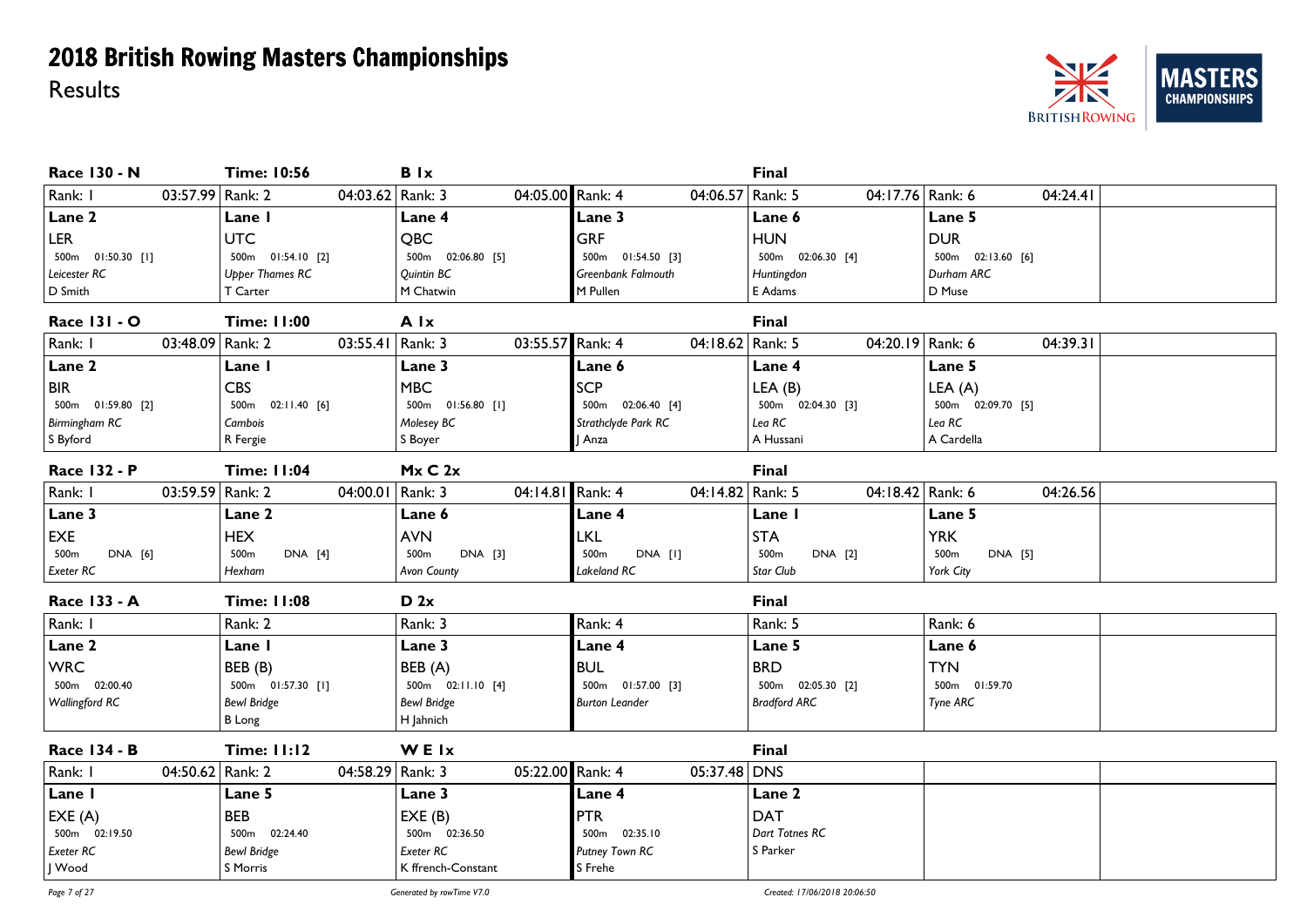# 2018 British Rowing Masters Championships

## Results

### Race 130 - N | Time: 10:56 | B 1x | Final

| Rank: 1 03:57.99 | Rank: 2 04:03.62 | Rank: 3 04:05.00 | Rank: 4 04:06.57 | Rank: 5 04:17.76 | Rank: 6 04:24.41 |
|---|---|---|---|---|---|
| Lane 2 | Lane 1 | Lane 4 | Lane 3 | Lane 6 | Lane 5 |
| LER | UTC | QBC | GRF | HUN | DUR |
| 500m 01:50.30 [1] | 500m 01:54.10 [2] | 500m 02:06.80 [5] | 500m 01:54.50 [3] | 500m 02:06.30 [4] | 500m 02:13.60 [6] |
| *Leicester RC* | *Upper Thames RC* | *Quintin BC* | *Greenbank Falmouth* | *Huntingdon* | *Durham ARC* |
| D Smith | T Carter | M Chatwin | M Pullen | E Adams | D Muse |

### Race 131 - O | Time: 11:00 | A 1x | Final

| Rank: 1 03:48.09 | Rank: 2 03:55.41 | Rank: 3 03:55.57 | Rank: 4 04:18.62 | Rank: 5 04:20.19 | Rank: 6 04:39.31 |
|---|---|---|---|---|---|
| Lane 2 | Lane 1 | Lane 3 | Lane 6 | Lane 4 | Lane 5 |
| BIR | CBS | MBC | SCP | LEA (B) | LEA (A) |
| 500m 01:59.80 [2] | 500m 02:11.40 [6] | 500m 01:56.80 [1] | 500m 02:06.40 [4] | 500m 02:04.30 [3] | 500m 02:09.70 [5] |
| *Birmingham RC* | *Cambois* | *Molesey BC* | *Strathclyde Park RC* | *Lea RC* | *Lea RC* |
| S Byford | R Fergie | S Boyer | J Anza | A Hussani | A Cardella |

### Race 132 - P | Time: 11:04 | Mx C 2x | Final

| Rank: 1 03:59.59 | Rank: 2 04:00.01 | Rank: 3 04:14.81 | Rank: 4 04:14.82 | Rank: 5 04:18.42 | Rank: 6 04:26.56 |
|---|---|---|---|---|---|
| Lane 3 | Lane 2 | Lane 6 | Lane 4 | Lane 1 | Lane 5 |
| EXE | HEX | AVN | LKL | STA | YRK |
| 500m DNA [6] | 500m DNA [4] | 500m DNA [3] | 500m DNA [1] | 500m DNA [2] | 500m DNA [5] |
| *Exeter RC* | *Hexham* | *Avon County* | *Lakeland RC* | *Star Club* | *York City* |

### Race 133 - A | Time: 11:08 | D 2x | Final

| Rank: 1 | Rank: 2 | Rank: 3 | Rank: 4 | Rank: 5 | Rank: 6 |
|---|---|---|---|---|---|
| Lane 2 | Lane 1 | Lane 3 | Lane 4 | Lane 5 | Lane 6 |
| WRC | BEB (B) | BEB (A) | BUL | BRD | TYN |
| 500m 02:00.40 | 500m 01:57.30 [1] | 500m 02:11.10 [4] | 500m 01:57.00 [3] | 500m 02:05.30 [2] | 500m 01:59.70 |
| *Wallingford RC* | *Bewl Bridge* | *Bewl Bridge* | *Burton Leander* | *Bradford ARC* | *Tyne ARC* |
| | B Long | H Jahnich | | | |

### Race 134 - B | Time: 11:12 | W E 1x | Final

| Rank: 1 04:50.62 | Rank: 2 04:58.29 | Rank: 3 05:22.00 | Rank: 4 05:37.48 | DNS |
|---|---|---|---|---|
| Lane 1 | Lane 5 | Lane 3 | Lane 4 | Lane 2 |
| EXE (A) | BEB | EXE (B) | PTR | DAT |
| 500m 02:19.50 | 500m 02:24.40 | 500m 02:36.50 | 500m 02:35.10 | *Dart Totnes RC* |
| *Exeter RC* | *Bewl Bridge* | *Exeter RC* | *Putney Town RC* | S Parker |
| J Wood | S Morris | K ffrench-Constant | S Frehe | |

*Generated by rowTime V7.0* — *Created: 17/06/2018 20:06:50*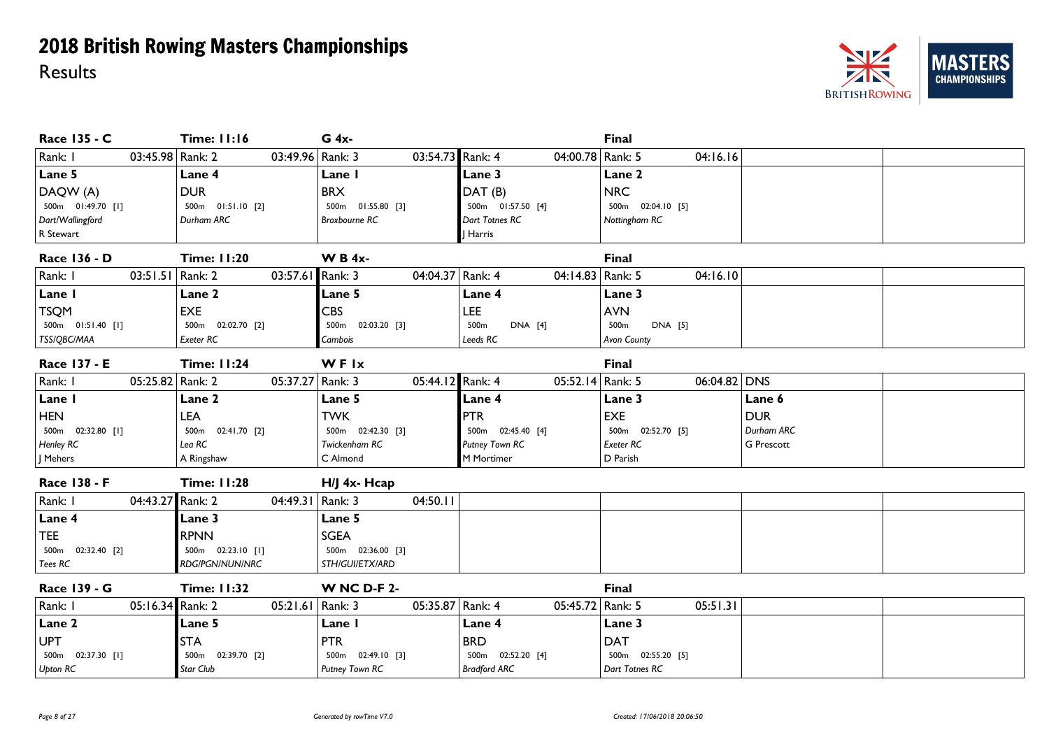# 2018 British Rowing Masters Championships

Results

## Race 135 - C

**Time: 11:16** | **G 4x-** | **Final**

| Rank: 1 03:45.98 | Rank: 2 03:49.96 | Rank: 3 03:54.73 | Rank: 4 04:00.78 | Rank: 5 04:16.16 |
|---|---|---|---|---|
| **Lane 5** | **Lane 4** | **Lane 1** | **Lane 3** | **Lane 2** |
| DAQW (A) | DUR | BRX | DAT (B) | NRC |
| 500m 01:49.70 [1] | 500m 01:51.10 [2] | 500m 01:55.80 [3] | 500m 01:57.50 [4] | 500m 02:04.10 [5] |
| *Dart/Wallingford* | *Durham ARC* | *Broxbourne RC* | *Dart Totnes RC* | *Nottingham RC* |
| R Stewart | | | J Harris | |

## Race 136 - D

**Time: 11:20** | **W B 4x-** | **Final**

| Rank: 1 03:51.51 | Rank: 2 03:57.61 | Rank: 3 04:04.37 | Rank: 4 04:14.83 | Rank: 5 04:16.10 |
|---|---|---|---|---|
| **Lane 1** | **Lane 2** | **Lane 5** | **Lane 4** | **Lane 3** |
| TSQM | EXE | CBS | LEE | AVN |
| 500m 01:51.40 [1] | 500m 02:02.70 [2] | 500m 02:03.20 [3] | 500m DNA [4] | 500m DNA [5] |
| *TSS/QBC/MAA* | *Exeter RC* | *Cambois* | *Leeds RC* | *Avon County* |

## Race 137 - E

**Time: 11:24** | **W F 1x** | **Final**

| Rank: 1 05:25.82 | Rank: 2 05:37.27 | Rank: 3 05:44.12 | Rank: 4 05:52.14 | Rank: 5 06:04.82 | DNS |
|---|---|---|---|---|---|
| **Lane 1** | **Lane 2** | **Lane 5** | **Lane 4** | **Lane 3** | **Lane 6** |
| HEN | LEA | TWK | PTR | EXE | DUR |
| 500m 02:32.80 [1] | 500m 02:41.70 [2] | 500m 02:42.30 [3] | 500m 02:45.40 [4] | 500m 02:52.70 [5] | *Durham ARC* |
| *Henley RC* | *Lea RC* | *Twickenham RC* | *Putney Town RC* | *Exeter RC* | G Prescott |
| J Mehers | A Ringshaw | C Almond | M Mortimer | D Parish | |

## Race 138 - F

**Time: 11:28** | **H/J 4x- Hcap**

| Rank: 1 04:43.27 | Rank: 2 04:49.31 | Rank: 3 04:50.11 |
|---|---|---|
| **Lane 4** | **Lane 3** | **Lane 5** |
| TEE | RPNN | SGEA |
| 500m 02:32.40 [2] | 500m 02:23.10 [1] | 500m 02:36.00 [3] |
| *Tees RC* | *RDG/PGN/NUN/NRC* | *STH/GUI/ETX/ARD* |

## Race 139 - G

**Time: 11:32** | **W NC D-F 2-** | **Final**

| Rank: 1 05:16.34 | Rank: 2 05:21.61 | Rank: 3 05:35.87 | Rank: 4 05:45.72 | Rank: 5 05:51.31 |
|---|---|---|---|---|
| **Lane 2** | **Lane 5** | **Lane 1** | **Lane 4** | **Lane 3** |
| UPT | STA | PTR | BRD | DAT |
| 500m 02:37.30 [1] | 500m 02:39.70 [2] | 500m 02:49.10 [3] | 500m 02:52.20 [4] | 500m 02:55.20 [5] |
| *Upton RC* | *Star Club* | *Putney Town RC* | *Bradford ARC* | *Dart Totnes RC* |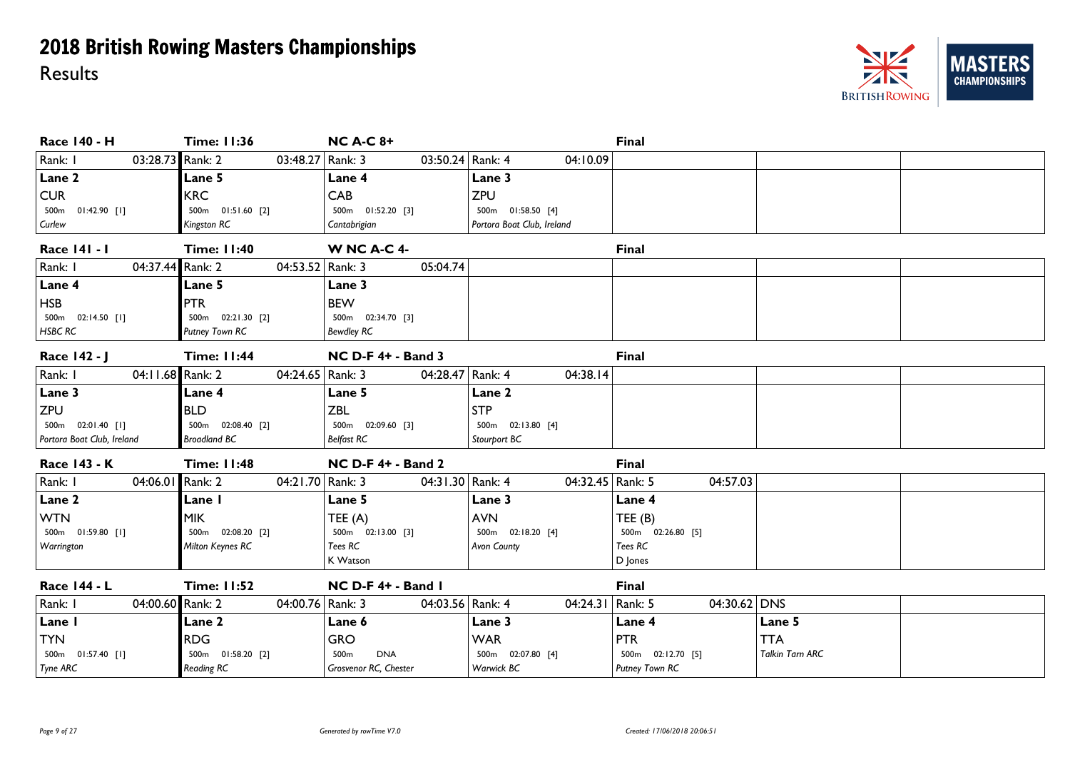# 2018 British Rowing Masters Championships

Results

### Race 140 - H | Time: 11:36 | NC A-C 8+ | Final

| Rank: 1 03:28.73 | Rank: 2 03:48.27 | Rank: 3 03:50.24 | Rank: 4 04:10.09 |
|---|---|---|---|
| Lane 2 | Lane 5 | Lane 4 | Lane 3 |
| CUR | KRC | CAB | ZPU |
| 500m 01:42.90 [1] | 500m 01:51.60 [2] | 500m 01:52.20 [3] | 500m 01:58.50 [4] |
| *Curlew* | *Kingston RC* | *Cantabrigian* | *Portora Boat Club, Ireland* |

### Race 141 - I | Time: 11:40 | W NC A-C 4- | Final

| Rank: 1 04:37.44 | Rank: 2 04:53.52 | Rank: 3 05:04.74 |
|---|---|---|
| Lane 4 | Lane 5 | Lane 3 |
| HSB | PTR | BEW |
| 500m 02:14.50 [1] | 500m 02:21.30 [2] | 500m 02:34.70 [3] |
| *HSBC RC* | *Putney Town RC* | *Bewdley RC* |

### Race 142 - J | Time: 11:44 | NC D-F 4+ - Band 3 | Final

| Rank: 1 04:11.68 | Rank: 2 04:24.65 | Rank: 3 04:28.47 | Rank: 4 04:38.14 |
|---|---|---|---|
| Lane 3 | Lane 4 | Lane 5 | Lane 2 |
| ZPU | BLD | ZBL | STP |
| 500m 02:01.40 [1] | 500m 02:08.40 [2] | 500m 02:09.60 [3] | 500m 02:13.80 [4] |
| *Portora Boat Club, Ireland* | *Broadland BC* | *Belfast RC* | *Stourport BC* |

### Race 143 - K | Time: 11:48 | NC D-F 4+ - Band 2 | Final

| Rank: 1 04:06.01 | Rank: 2 04:21.70 | Rank: 3 04:31.30 | Rank: 4 04:32.45 | Rank: 5 04:57.03 |
|---|---|---|---|---|
| Lane 2 | Lane 1 | Lane 5 | Lane 3 | Lane 4 |
| WTN | MIK | TEE (A) | AVN | TEE (B) |
| 500m 01:59.80 [1] | 500m 02:08.20 [2] | 500m 02:13.00 [3] | 500m 02:18.20 [4] | 500m 02:26.80 [5] |
| *Warrington* | *Milton Keynes RC* | *Tees RC* | *Avon County* | *Tees RC* |
| | | K Watson | | D Jones |

### Race 144 - L | Time: 11:52 | NC D-F 4+ - Band 1 | Final

| Rank: 1 04:00.60 | Rank: 2 04:00.76 | Rank: 3 04:03.56 | Rank: 4 04:24.31 | Rank: 5 04:30.62 | DNS |
|---|---|---|---|---|---|
| Lane 1 | Lane 2 | Lane 6 | Lane 3 | Lane 4 | Lane 5 |
| TYN | RDG | GRO | WAR | PTR | TTA |
| 500m 01:57.40 [1] | 500m 01:58.20 [2] | 500m DNA | 500m 02:07.80 [4] | 500m 02:12.70 [5] | *Talkin Tarn ARC* |
| *Tyne ARC* | *Reading RC* | *Grosvenor RC, Chester* | *Warwick BC* | *Putney Town RC* | |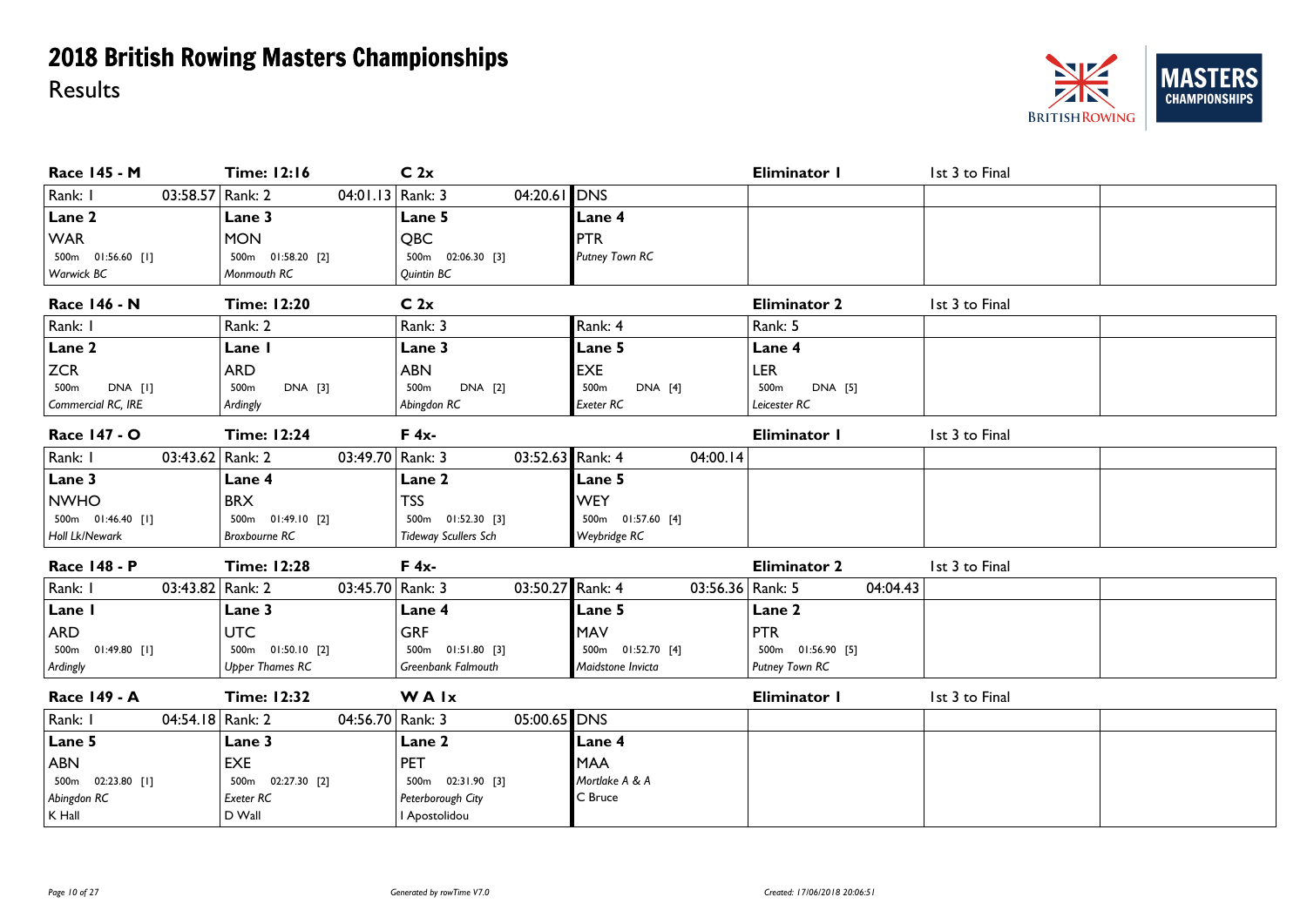# 2018 British Rowing Masters Championships

Results

## Race 145 - M | Time: 12:16 | C 2x | Eliminator 1 | 1st 3 to Final

| Rank: 1 03:58.57 | Rank: 2 04:01.13 | Rank: 3 04:20.61 | DNS |
|---|---|---|---|
| Lane 2 | Lane 3 | Lane 5 | Lane 4 |
| WAR | MON | QBC | PTR |
| 500m 01:56.60 [1] | 500m 01:58.20 [2] | 500m 02:06.30 [3] | *Putney Town RC* |
| *Warwick BC* | *Monmouth RC* | *Quintin BC* | |

## Race 146 - N | Time: 12:20 | C 2x | Eliminator 2 | 1st 3 to Final

| Rank: 1 | Rank: 2 | Rank: 3 | Rank: 4 | Rank: 5 |
|---|---|---|---|---|
| Lane 2 | Lane 1 | Lane 3 | Lane 5 | Lane 4 |
| ZCR | ARD | ABN | EXE | LER |
| 500m DNA [1] | 500m DNA [3] | 500m DNA [2] | 500m DNA [4] | 500m DNA [5] |
| *Commercial RC, IRE* | *Ardingly* | *Abingdon RC* | *Exeter RC* | *Leicester RC* |

## Race 147 - O | Time: 12:24 | F 4x- | Eliminator 1 | 1st 3 to Final

| Rank: 1 03:43.62 | Rank: 2 03:49.70 | Rank: 3 03:52.63 | Rank: 4 04:00.14 |
|---|---|---|---|
| Lane 3 | Lane 4 | Lane 2 | Lane 5 |
| NWHO | BRX | TSS | WEY |
| 500m 01:46.40 [1] | 500m 01:49.10 [2] | 500m 01:52.30 [3] | 500m 01:57.60 [4] |
| *Holl Lk/Newark* | *Broxbourne RC* | *Tideway Scullers Sch* | *Weybridge RC* |

## Race 148 - P | Time: 12:28 | F 4x- | Eliminator 2 | 1st 3 to Final

| Rank: 1 03:43.82 | Rank: 2 03:45.70 | Rank: 3 03:50.27 | Rank: 4 03:56.36 | Rank: 5 04:04.43 |
|---|---|---|---|---|
| Lane 1 | Lane 3 | Lane 4 | Lane 5 | Lane 2 |
| ARD | UTC | GRF | MAV | PTR |
| 500m 01:49.80 [1] | 500m 01:50.10 [2] | 500m 01:51.80 [3] | 500m 01:52.70 [4] | 500m 01:56.90 [5] |
| *Ardingly* | *Upper Thames RC* | *Greenbank Falmouth* | *Maidstone Invicta* | *Putney Town RC* |

## Race 149 - A | Time: 12:32 | W A 1x | Eliminator 1 | 1st 3 to Final

| Rank: 1 04:54.18 | Rank: 2 04:56.70 | Rank: 3 05:00.65 | DNS |
|---|---|---|---|
| Lane 5 | Lane 3 | Lane 2 | Lane 4 |
| ABN | EXE | PET | MAA |
| 500m 02:23.80 [1] | 500m 02:27.30 [2] | 500m 02:31.90 [3] | *Mortlake A & A* |
| *Abingdon RC* | *Exeter RC* | *Peterborough City* | C Bruce |
| K Hall | D Wall | I Apostolidou | |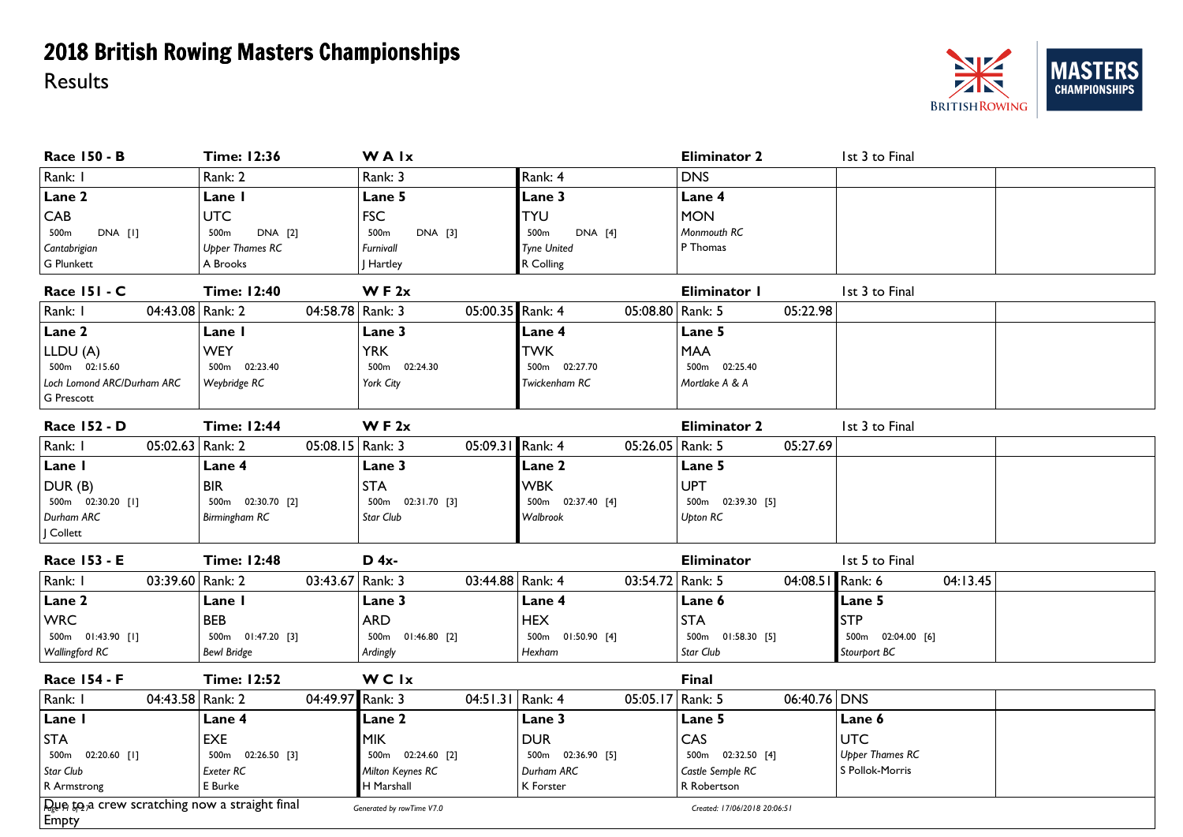# 2018 British Rowing Masters Championships

Results

| Race 150 - B | Time: 12:36 | W A 1x | | Eliminator 2 | 1st 3 to Final |
|---|---|---|---|---|---|
| Rank: 1 | Rank: 2 | Rank: 3 | Rank: 4 | DNS | |
| Lane 2 | Lane 1 | Lane 5 | Lane 3 | Lane 4 | |
| CAB | UTC | FSC | TYU | MON | |
| 500m DNA [1] | 500m DNA [2] | 500m DNA [3] | 500m DNA [4] | Monmouth RC | |
| Cantabrigian | Upper Thames RC | Furnivall | Tyne United | P Thomas | |
| G Plunkett | A Brooks | J Hartley | R Colling | | |

| Race 151 - C | Time: 12:40 | W F 2x | | Eliminator 1 | 1st 3 to Final |
|---|---|---|---|---|---|
| Rank: 1  04:43.08 | Rank: 2 04:58.78 | Rank: 3 05:00.35 | Rank: 4 05:08.80 | Rank: 5 05:22.98 | |
| Lane 2 | Lane 1 | Lane 3 | Lane 4 | Lane 5 | |
| LLDU (A) | WEY | YRK | TWK | MAA | |
| 500m 02:15.60 | 500m 02:23.40 | 500m 02:24.30 | 500m 02:27.70 | 500m 02:25.40 | |
| Loch Lomond ARC/Durham ARC | Weybridge RC | York City | Twickenham RC | Mortlake A & A | |
| G Prescott | | | | | |

| Race 152 - D | Time: 12:44 | W F 2x | | Eliminator 2 | 1st 3 to Final |
|---|---|---|---|---|---|
| Rank: 1 05:02.63 | Rank: 2 05:08.15 | Rank: 3 05:09.31 | Rank: 4 05:26.05 | Rank: 5 05:27.69 | |
| Lane 1 | Lane 4 | Lane 3 | Lane 2 | Lane 5 | |
| DUR (B) | BIR | STA | WBK | UPT | |
| 500m 02:30.20 [1] | 500m 02:30.70 [2] | 500m 02:31.70 [3] | 500m 02:37.40 [4] | 500m 02:39.30 [5] | |
| Durham ARC | Birmingham RC | Star Club | Walbrook | Upton RC | |
| J Collett | | | | | |

| Race 153 - E | Time: 12:48 | D 4x- | | Eliminator | 1st 5 to Final |
|---|---|---|---|---|---|
| Rank: 1 03:39.60 | Rank: 2 03:43.67 | Rank: 3 03:44.88 | Rank: 4 03:54.72 | Rank: 5 04:08.51 | Rank: 6 04:13.45 |
| Lane 2 | Lane 1 | Lane 3 | Lane 4 | Lane 6 | Lane 5 |
| WRC | BEB | ARD | HEX | STA | STP |
| 500m 01:43.90 [1] | 500m 01:47.20 [3] | 500m 01:46.80 [2] | 500m 01:50.90 [4] | 500m 01:58.30 [5] | 500m 02:04.00 [6] |
| Wallingford RC | Bewl Bridge | Ardingly | Hexham | Star Club | Stourport BC |

| Race 154 - F | Time: 12:52 | W C 1x | | Final | |
|---|---|---|---|---|---|
| Rank: 1 04:43.58 | Rank: 2 04:49.97 | Rank: 3 04:51.31 | Rank: 4 05:05.17 | Rank: 5 06:40.76 | DNS |
| Lane 1 | Lane 4 | Lane 2 | Lane 3 | Lane 5 | Lane 6 |
| STA | EXE | MIK | DUR | CAS | UTC |
| 500m 02:20.60 [1] | 500m 02:26.50 [3] | 500m 02:24.60 [2] | 500m 02:36.90 [5] | 500m 02:32.50 [4] | Upper Thames RC |
| Star Club | Exeter RC | Milton Keynes RC | Durham ARC | Castle Semple RC | S Pollok-Morris |
| R Armstrong | E Burke | H Marshall | K Forster | R Robertson | |

Due to a crew scratching now a straight final
Empty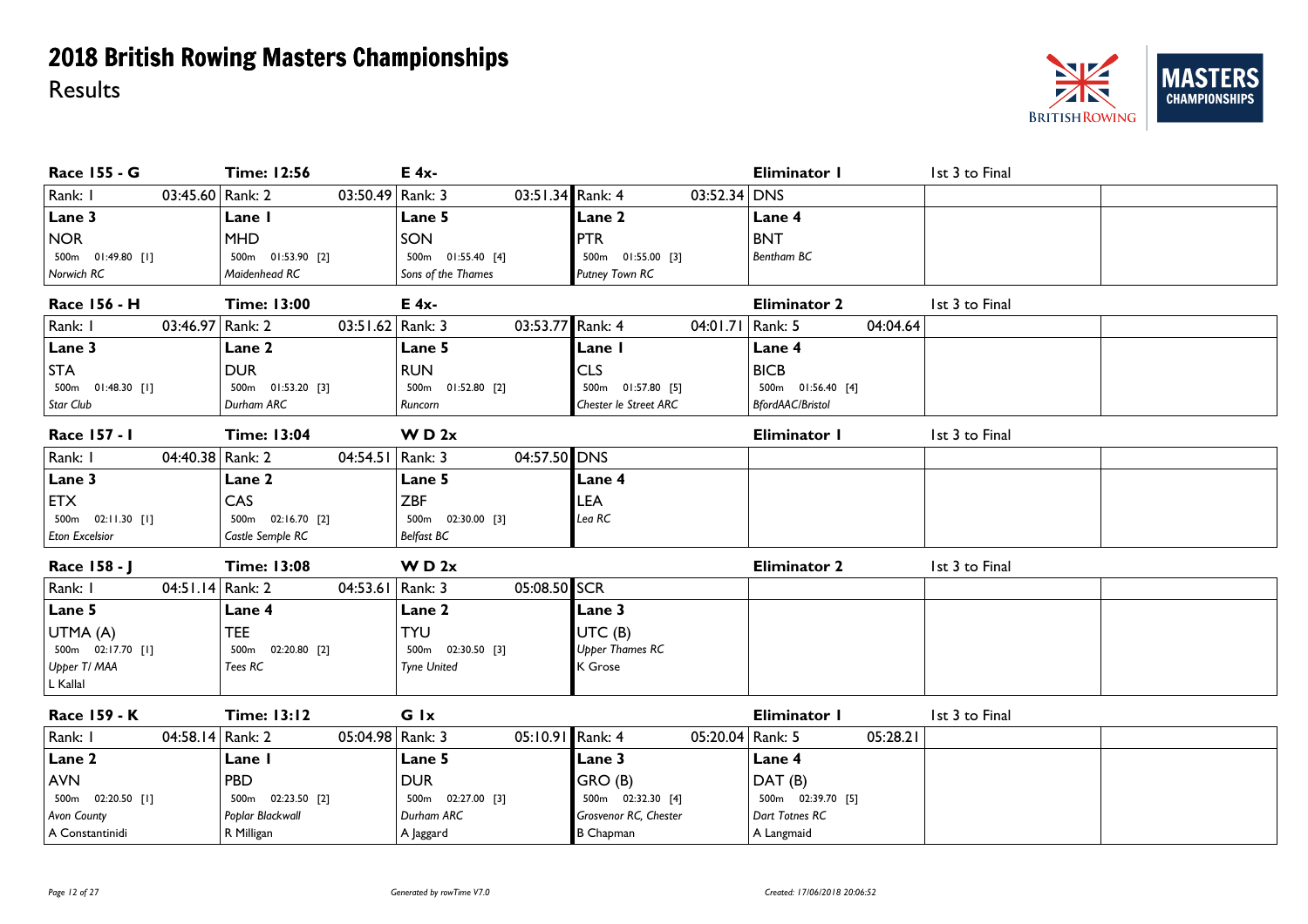# 2018 British Rowing Masters Championships

Results

| Race 155 - G | Time: 12:56 | E 4x- | | Eliminator 1 | 1st 3 to Final |
|---|---|---|---|---|---|
| Rank: 1 03:45.60 | Rank: 2 03:50.49 | Rank: 3 03:51.34 | Rank: 4 03:52.34 | DNS | |
| **Lane 3** | **Lane 1** | **Lane 5** | **Lane 2** | **Lane 4** | |
| NOR | MHD | SON | PTR | BNT | |
| 500m 01:49.80 [1] | 500m 01:53.90 [2] | 500m 01:55.40 [4] | 500m 01:55.00 [3] | *Bentham BC* | |
| *Norwich RC* | *Maidenhead RC* | *Sons of the Thames* | *Putney Town RC* | | |

| Race 156 - H | Time: 13:00 | E 4x- | | Eliminator 2 | 1st 3 to Final |
|---|---|---|---|---|---|
| Rank: 1 03:46.97 | Rank: 2 03:51.62 | Rank: 3 03:53.77 | Rank: 4 04:01.71 | Rank: 5 04:04.64 | |
| **Lane 3** | **Lane 2** | **Lane 5** | **Lane 1** | **Lane 4** | |
| STA | DUR | RUN | CLS | BICB | |
| 500m 01:48.30 [1] | 500m 01:53.20 [3] | 500m 01:52.80 [2] | 500m 01:57.80 [5] | 500m 01:56.40 [4] | |
| *Star Club* | *Durham ARC* | *Runcorn* | *Chester le Street ARC* | *BfordAAC/Bristol* | |

| Race 157 - I | Time: 13:04 | W D 2x | | Eliminator 1 | 1st 3 to Final |
|---|---|---|---|---|---|
| Rank: 1 04:40.38 | Rank: 2 04:54.51 | Rank: 3 04:57.50 | DNS | | |
| **Lane 3** | **Lane 2** | **Lane 5** | **Lane 4** | | |
| ETX | CAS | ZBF | LEA | | |
| 500m 02:11.30 [1] | 500m 02:16.70 [2] | 500m 02:30.00 [3] | *Lea RC* | | |
| *Eton Excelsior* | *Castle Semple RC* | *Belfast BC* | | | |

| Race 158 - J | Time: 13:08 | W D 2x | | Eliminator 2 | 1st 3 to Final |
|---|---|---|---|---|---|
| Rank: 1 04:51.14 | Rank: 2 04:53.61 | Rank: 3 05:08.50 | SCR | | |
| **Lane 5** | **Lane 4** | **Lane 2** | **Lane 3** | | |
| UTMA (A) | TEE | TYU | UTC (B) | | |
| 500m 02:17.70 [1] | 500m 02:20.80 [2] | 500m 02:30.50 [3] | *Upper Thames RC* | | |
| *Upper T/ MAA* | *Tees RC* | *Tyne United* | K Grose | | |
| L Kallal | | | | | |

| Race 159 - K | Time: 13:12 | G 1x | | Eliminator 1 | 1st 3 to Final |
|---|---|---|---|---|---|
| Rank: 1 04:58.14 | Rank: 2 05:04.98 | Rank: 3 05:10.91 | Rank: 4 05:20.04 | Rank: 5 05:28.21 | |
| **Lane 2** | **Lane 1** | **Lane 5** | **Lane 3** | **Lane 4** | |
| AVN | PBD | DUR | GRO (B) | DAT (B) | |
| 500m 02:20.50 [1] | 500m 02:23.50 [2] | 500m 02:27.00 [3] | 500m 02:32.30 [4] | 500m 02:39.70 [5] | |
| *Avon County* | *Poplar Blackwall* | *Durham ARC* | *Grosvenor RC, Chester* | *Dart Totnes RC* | |
| A Constantinidi | R Milligan | A Jaggard | B Chapman | A Langmaid | |

*Generated by rowTime V7.0* — *Created: 17/06/2018 20:06:52*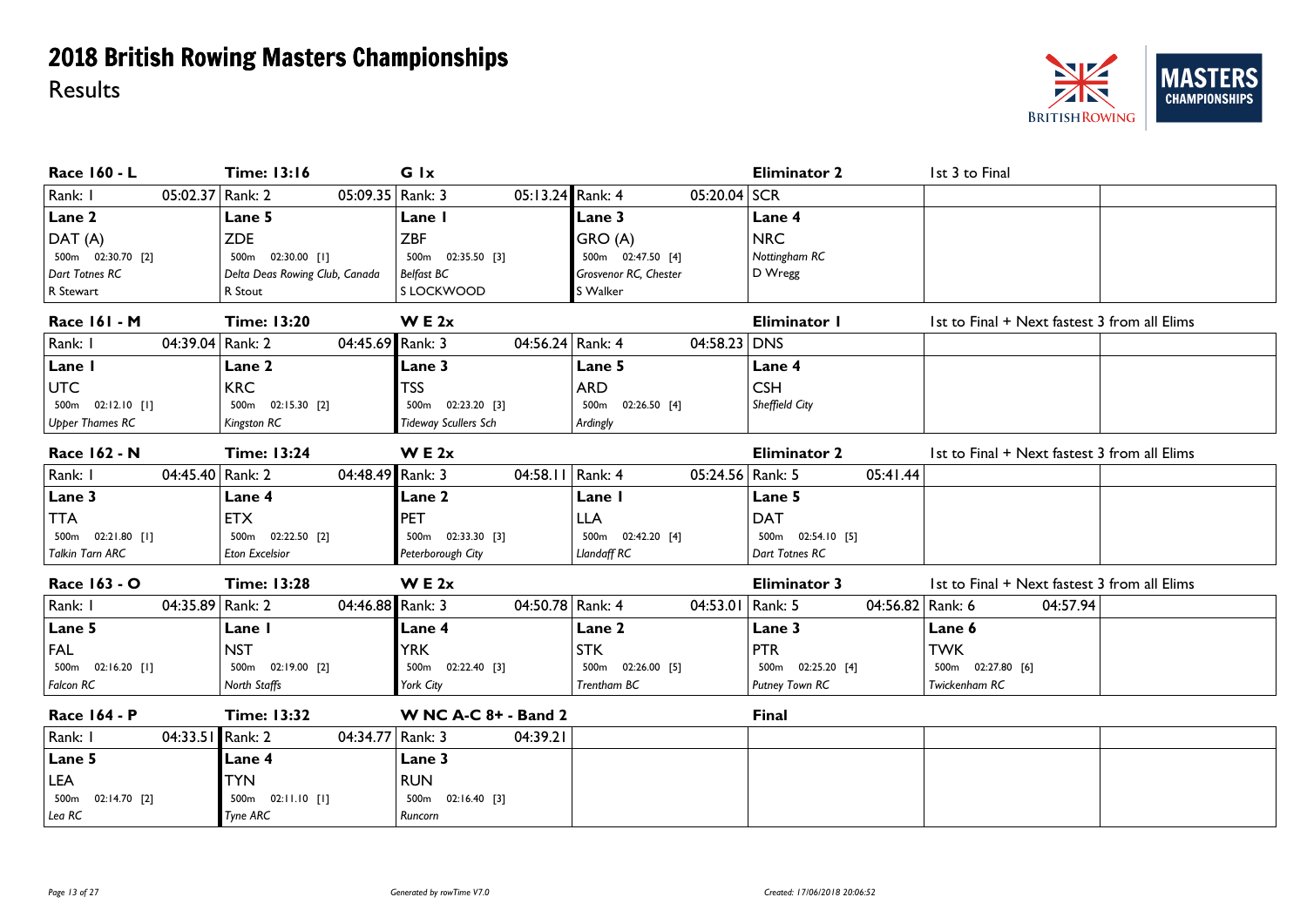# 2018 British Rowing Masters Championships

## Results

### Race 160 - L | Time: 13:16 | G 1x | Eliminator 2 | 1st 3 to Final

| Rank: 1 05:02.37 | Rank: 2 05:09.35 | Rank: 3 05:13.24 | Rank: 4 05:20.04 | SCR |
|---|---|---|---|---|
| Lane 2 | Lane 5 | Lane 1 | Lane 3 | Lane 4 |
| DAT (A) | ZDE | ZBF | GRO (A) | NRC |
| 500m 02:30.70 [2] | 500m 02:30.00 [1] | 500m 02:35.50 [3] | 500m 02:47.50 [4] | *Nottingham RC* |
| *Dart Totnes RC* | *Delta Deas Rowing Club, Canada* | *Belfast BC* | *Grosvenor RC, Chester* | D Wregg |
| R Stewart | R Stout | S LOCKWOOD | S Walker | |

### Race 161 - M | Time: 13:20 | W E 2x | Eliminator 1 | 1st to Final + Next fastest 3 from all Elims

| Rank: 1 04:39.04 | Rank: 2 04:45.69 | Rank: 3 04:56.24 | Rank: 4 04:58.23 | DNS |
|---|---|---|---|---|
| Lane 1 | Lane 2 | Lane 3 | Lane 5 | Lane 4 |
| UTC | KRC | TSS | ARD | CSH |
| 500m 02:12.10 [1] | 500m 02:15.30 [2] | 500m 02:23.20 [3] | 500m 02:26.50 [4] | *Sheffield City* |
| *Upper Thames RC* | *Kingston RC* | *Tideway Scullers Sch* | *Ardingly* | |

### Race 162 - N | Time: 13:24 | W E 2x | Eliminator 2 | 1st to Final + Next fastest 3 from all Elims

| Rank: 1 04:45.40 | Rank: 2 04:48.49 | Rank: 3 04:58.11 | Rank: 4 05:24.56 | Rank: 5 05:41.44 |
|---|---|---|---|---|
| Lane 3 | Lane 4 | Lane 2 | Lane 1 | Lane 5 |
| TTA | ETX | PET | LLA | DAT |
| 500m 02:21.80 [1] | 500m 02:22.50 [2] | 500m 02:33.30 [3] | 500m 02:42.20 [4] | 500m 02:54.10 [5] |
| *Talkin Tarn ARC* | *Eton Excelsior* | *Peterborough City* | *Llandaff RC* | *Dart Totnes RC* |

### Race 163 - O | Time: 13:28 | W E 2x | Eliminator 3 | 1st to Final + Next fastest 3 from all Elims

| Rank: 1 04:35.89 | Rank: 2 04:46.88 | Rank: 3 04:50.78 | Rank: 4 04:53.01 | Rank: 5 04:56.82 | Rank: 6 04:57.94 |
|---|---|---|---|---|---|
| Lane 5 | Lane 1 | Lane 4 | Lane 2 | Lane 3 | Lane 6 |
| FAL | NST | YRK | STK | PTR | TWK |
| 500m 02:16.20 [1] | 500m 02:19.00 [2] | 500m 02:22.40 [3] | 500m 02:26.00 [5] | 500m 02:25.20 [4] | 500m 02:27.80 [6] |
| *Falcon RC* | *North Staffs* | *York City* | *Trentham BC* | *Putney Town RC* | *Twickenham RC* |

### Race 164 - P | Time: 13:32 | W NC A-C 8+ - Band 2 | Final

| Rank: 1 04:33.51 | Rank: 2 04:34.77 | Rank: 3 04:39.21 |
|---|---|---|
| Lane 5 | Lane 4 | Lane 3 |
| LEA | TYN | RUN |
| 500m 02:14.70 [2] | 500m 02:11.10 [1] | 500m 02:16.40 [3] |
| *Lea RC* | *Tyne ARC* | *Runcorn* |

*Generated by rowTime V7.0* | *Created: 17/06/2018 20:06:52*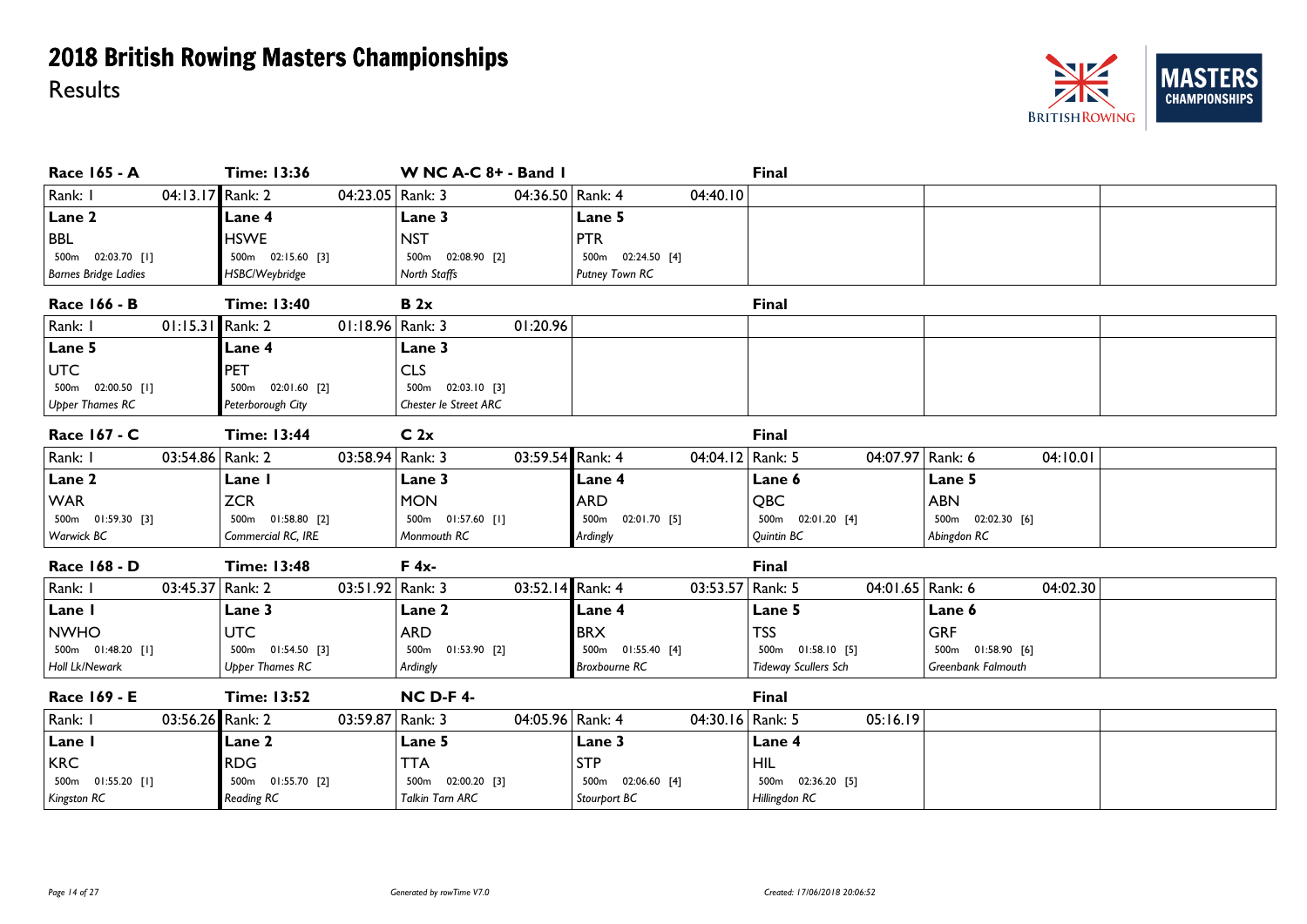# 2018 British Rowing Masters Championships

Results

## Race 165 - A | Time: 13:36 | W NC A-C 8+ - Band 1 | Final

| Rank: 1 04:13.17 | Rank: 2 04:23.05 | Rank: 3 04:36.50 | Rank: 4 04:40.10 | | | |
|---|---|---|---|---|---|---|
| **Lane 2** | **Lane 4** | **Lane 3** | **Lane 5** | | | |
| BBL | HSWE | NST | PTR | | | |
| 500m 02:03.70 [1] | 500m 02:15.60 [3] | 500m 02:08.90 [2] | 500m 02:24.50 [4] | | | |
| *Barnes Bridge Ladies* | *HSBC/Weybridge* | *North Staffs* | *Putney Town RC* | | | |

## Race 166 - B | Time: 13:40 | B 2x | Final

| Rank: 1 01:15.31 | Rank: 2 01:18.96 | Rank: 3 01:20.96 | | | | |
|---|---|---|---|---|---|---|
| **Lane 5** | **Lane 4** | **Lane 3** | | | | |
| UTC | PET | CLS | | | | |
| 500m 02:00.50 [1] | 500m 02:01.60 [2] | 500m 02:03.10 [3] | | | | |
| *Upper Thames RC* | *Peterborough City* | *Chester le Street ARC* | | | | |

## Race 167 - C | Time: 13:44 | C 2x | Final

| Rank: 1 03:54.86 | Rank: 2 03:58.94 | Rank: 3 03:59.54 | Rank: 4 04:04.12 | Rank: 5 04:07.97 | Rank: 6 04:10.01 | |
|---|---|---|---|---|---|---|
| **Lane 2** | **Lane 1** | **Lane 3** | **Lane 4** | **Lane 6** | **Lane 5** | |
| WAR | ZCR | MON | ARD | QBC | ABN | |
| 500m 01:59.30 [3] | 500m 01:58.80 [2] | 500m 01:57.60 [1] | 500m 02:01.70 [5] | 500m 02:01.20 [4] | 500m 02:02.30 [6] | |
| *Warwick BC* | *Commercial RC, IRE* | *Monmouth RC* | *Ardingly* | *Quintin BC* | *Abingdon RC* | |

## Race 168 - D | Time: 13:48 | F 4x- | Final

| Rank: 1 03:45.37 | Rank: 2 03:51.92 | Rank: 3 03:52.14 | Rank: 4 03:53.57 | Rank: 5 04:01.65 | Rank: 6 04:02.30 | |
|---|---|---|---|---|---|---|
| **Lane 1** | **Lane 3** | **Lane 2** | **Lane 4** | **Lane 5** | **Lane 6** | |
| NWHO | UTC | ARD | BRX | TSS | GRF | |
| 500m 01:48.20 [1] | 500m 01:54.50 [3] | 500m 01:53.90 [2] | 500m 01:55.40 [4] | 500m 01:58.10 [5] | 500m 01:58.90 [6] | |
| *Holl Lk/Newark* | *Upper Thames RC* | *Ardingly* | *Broxbourne RC* | *Tideway Scullers Sch* | *Greenbank Falmouth* | |

## Race 169 - E | Time: 13:52 | NC D-F 4- | Final

| Rank: 1 03:56.26 | Rank: 2 03:59.87 | Rank: 3 04:05.96 | Rank: 4 04:30.16 | Rank: 5 05:16.19 | | |
|---|---|---|---|---|---|---|
| **Lane 1** | **Lane 2** | **Lane 5** | **Lane 3** | **Lane 4** | | |
| KRC | RDG | TTA | STP | HIL | | |
| 500m 01:55.20 [1] | 500m 01:55.70 [2] | 500m 02:00.20 [3] | 500m 02:06.60 [4] | 500m 02:36.20 [5] | | |
| *Kingston RC* | *Reading RC* | *Talkin Tarn ARC* | *Stourport BC* | *Hillingdon RC* | | |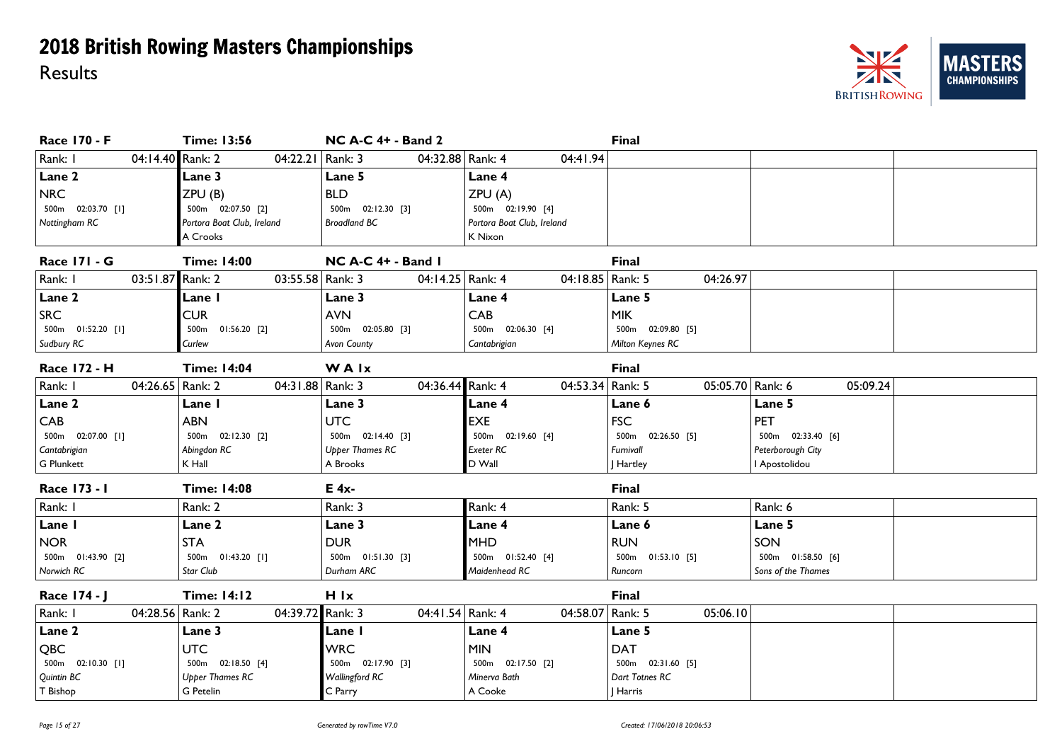# 2018 British Rowing Masters Championships

## Results

### Race 170 - F | Time: 13:56 | NC A-C 4+ - Band 2 | Final

| Rank: 1 04:14.40 | Rank: 2 04:22.21 | Rank: 3 04:32.88 | Rank: 4 04:41.94 |
|---|---|---|---|
| **Lane 2** | **Lane 3** | **Lane 5** | **Lane 4** |
| NRC | ZPU (B) | BLD | ZPU (A) |
| 500m 02:03.70 [1] | 500m 02:07.50 [2] | 500m 02:12.30 [3] | 500m 02:19.90 [4] |
| *Nottingham RC* | *Portora Boat Club, Ireland* | *Broadland BC* | *Portora Boat Club, Ireland* |
| | A Crooks | | K Nixon |

### Race 171 - G | Time: 14:00 | NC A-C 4+ - Band 1 | Final

| Rank: 1 03:51.87 | Rank: 2 03:55.58 | Rank: 3 04:14.25 | Rank: 4 04:18.85 | Rank: 5 04:26.97 |
|---|---|---|---|---|
| **Lane 2** | **Lane 1** | **Lane 3** | **Lane 4** | **Lane 5** |
| SRC | CUR | AVN | CAB | MIK |
| 500m 01:52.20 [1] | 500m 01:56.20 [2] | 500m 02:05.80 [3] | 500m 02:06.30 [4] | 500m 02:09.80 [5] |
| *Sudbury RC* | *Curlew* | *Avon County* | *Cantabrigian* | *Milton Keynes RC* |

### Race 172 - H | Time: 14:04 | W A 1x | Final

| Rank: 1 04:26.65 | Rank: 2 04:31.88 | Rank: 3 04:36.44 | Rank: 4 04:53.34 | Rank: 5 05:05.70 | Rank: 6 05:09.24 |
|---|---|---|---|---|---|
| **Lane 2** | **Lane 1** | **Lane 3** | **Lane 4** | **Lane 6** | **Lane 5** |
| CAB | ABN | UTC | EXE | FSC | PET |
| 500m 02:07.00 [1] | 500m 02:12.30 [2] | 500m 02:14.40 [3] | 500m 02:19.60 [4] | 500m 02:26.50 [5] | 500m 02:33.40 [6] |
| *Cantabrigian* | *Abingdon RC* | *Upper Thames RC* | *Exeter RC* | *Furnivall* | *Peterborough City* |
| G Plunkett | K Hall | A Brooks | D Wall | J Hartley | I Apostolidou |

### Race 173 - I | Time: 14:08 | E 4x- | Final

| Rank: 1 | Rank: 2 | Rank: 3 | Rank: 4 | Rank: 5 | Rank: 6 |
|---|---|---|---|---|---|
| **Lane 1** | **Lane 2** | **Lane 3** | **Lane 4** | **Lane 6** | **Lane 5** |
| NOR | STA | DUR | MHD | RUN | SON |
| 500m 01:43.90 [2] | 500m 01:43.20 [1] | 500m 01:51.30 [3] | 500m 01:52.40 [4] | 500m 01:53.10 [5] | 500m 01:58.50 [6] |
| *Norwich RC* | *Star Club* | *Durham ARC* | *Maidenhead RC* | *Runcorn* | *Sons of the Thames* |

### Race 174 - J | Time: 14:12 | H 1x | Final

| Rank: 1 04:28.56 | Rank: 2 04:39.72 | Rank: 3 04:41.54 | Rank: 4 04:58.07 | Rank: 5 05:06.10 |
|---|---|---|---|---|
| **Lane 2** | **Lane 3** | **Lane 1** | **Lane 4** | **Lane 5** |
| QBC | UTC | WRC | MIN | DAT |
| 500m 02:10.30 [1] | 500m 02:18.50 [4] | 500m 02:17.90 [3] | 500m 02:17.50 [2] | 500m 02:31.60 [5] |
| *Quintin BC* | *Upper Thames RC* | *Wallingford RC* | *Minerva Bath* | *Dart Totnes RC* |
| T Bishop | G Petelin | C Parry | A Cooke | J Harris |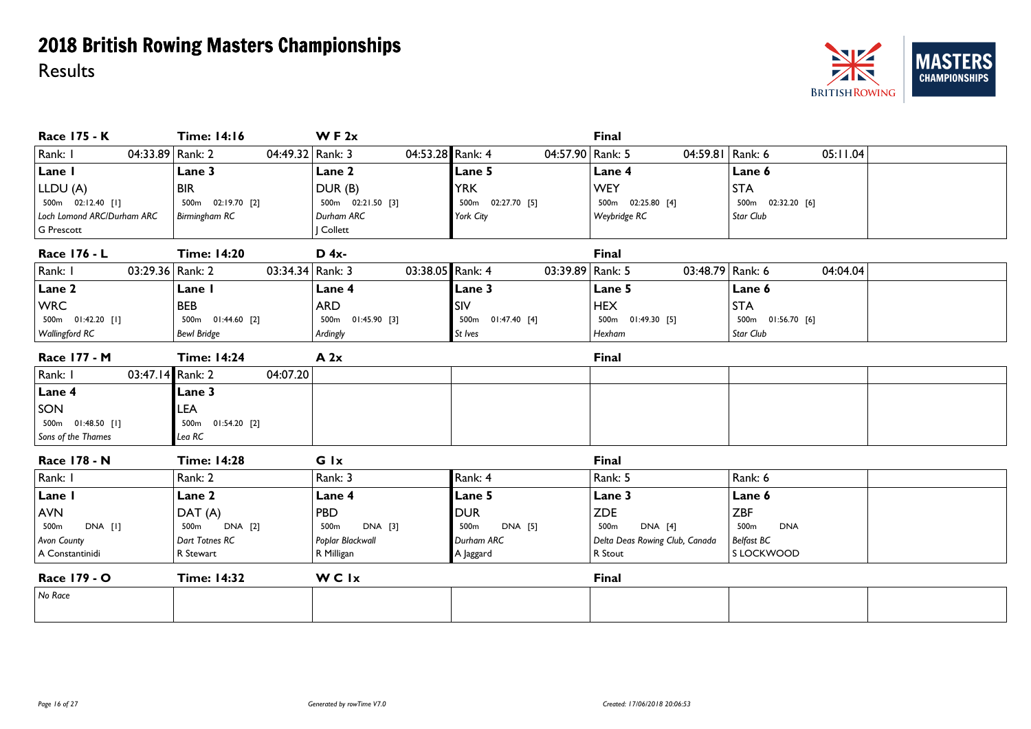# 2018 British Rowing Masters Championships

Results

### Race 175 - K | Time: 14:16 | W F 2x | Final

| Rank: 1 04:33.89 | Rank: 2 04:49.32 | Rank: 3 04:53.28 | Rank: 4 04:57.90 | Rank: 5 04:59.81 | Rank: 6 05:11.04 |
|---|---|---|---|---|---|
| **Lane 1** | **Lane 3** | **Lane 2** | **Lane 5** | **Lane 4** | **Lane 6** |
| LLDU (A) | BIR | DUR (B) | YRK | WEY | STA |
| 500m 02:12.40 [1] | 500m 02:19.70 [2] | 500m 02:21.50 [3] | 500m 02:27.70 [5] | 500m 02:25.80 [4] | 500m 02:32.20 [6] |
| *Loch Lomond ARC/Durham ARC* | *Birmingham RC* | *Durham ARC* | *York City* | *Weybridge RC* | *Star Club* |
| G Prescott | | J Collett | | | |

### Race 176 - L | Time: 14:20 | D 4x- | Final

| Rank: 1 03:29.36 | Rank: 2 03:34.34 | Rank: 3 03:38.05 | Rank: 4 03:39.89 | Rank: 5 03:48.79 | Rank: 6 04:04.04 |
|---|---|---|---|---|---|
| **Lane 2** | **Lane 1** | **Lane 4** | **Lane 3** | **Lane 5** | **Lane 6** |
| WRC | BEB | ARD | SIV | HEX | STA |
| 500m 01:42.20 [1] | 500m 01:44.60 [2] | 500m 01:45.90 [3] | 500m 01:47.40 [4] | 500m 01:49.30 [5] | 500m 01:56.70 [6] |
| *Wallingford RC* | *Bewl Bridge* | *Ardingly* | *St Ives* | *Hexham* | *Star Club* |

### Race 177 - M | Time: 14:24 | A 2x | Final

| Rank: 1 03:47.14 | Rank: 2 04:07.20 |
|---|---|
| **Lane 4** | **Lane 3** |
| SON | LEA |
| 500m 01:48.50 [1] | 500m 01:54.20 [2] |
| *Sons of the Thames* | *Lea RC* |

### Race 178 - N | Time: 14:28 | G 1x | Final

| Rank: 1 | Rank: 2 | Rank: 3 | Rank: 4 | Rank: 5 | Rank: 6 |
|---|---|---|---|---|---|
| **Lane 1** | **Lane 2** | **Lane 4** | **Lane 5** | **Lane 3** | **Lane 6** |
| AVN | DAT (A) | PBD | DUR | ZDE | ZBF |
| 500m DNA [1] | 500m DNA [2] | 500m DNA [3] | 500m DNA [5] | 500m DNA [4] | 500m DNA |
| *Avon County* | *Dart Totnes RC* | *Poplar Blackwall* | *Durham ARC* | *Delta Deas Rowing Club, Canada* | *Belfast BC* |
| A Constantinidi | R Stewart | R Milligan | A Jaggard | R Stout | S LOCKWOOD |

### Race 179 - O | Time: 14:32 | W C 1x | Final

*No Race*

Generated by rowTime V7.0

Created: 17/06/2018 20:06:53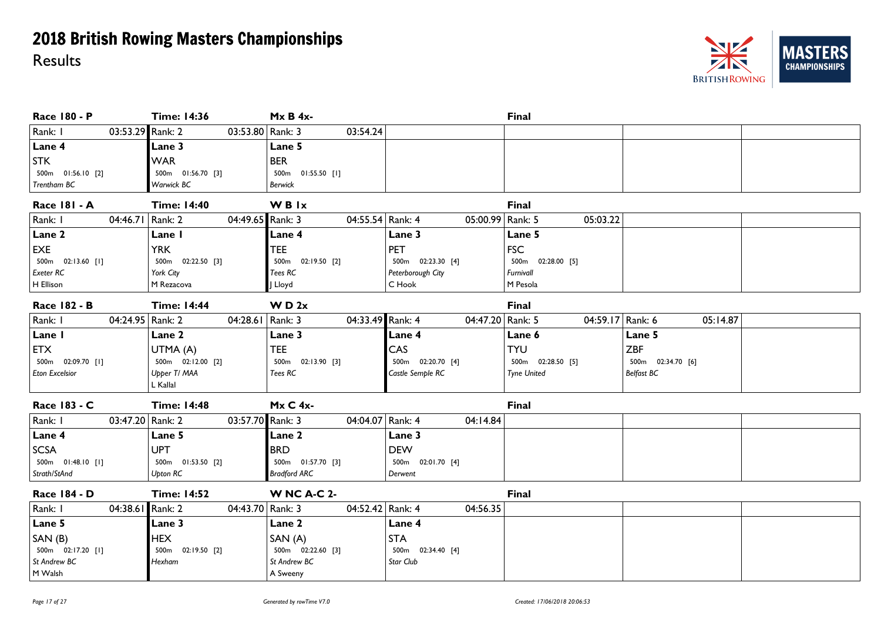# 2018 British Rowing Masters Championships

Results

### Race 180 - P | Time: 14:36 | Mx B 4x- | Final

| Rank: 1 03:53.29 | Rank: 2 03:53.80 | Rank: 3 03:54.24 |
|---|---|---|
| Lane 4 | Lane 3 | Lane 5 |
| STK | WAR | BER |
| 500m 01:56.10 [2] | 500m 01:56.70 [3] | 500m 01:55.50 [1] |
| *Trentham BC* | *Warwick BC* | *Berwick* |

### Race 181 - A | Time: 14:40 | W B 1x | Final

| Rank: 1 04:46.71 | Rank: 2 04:49.65 | Rank: 3 04:55.54 | Rank: 4 05:00.99 | Rank: 5 05:03.22 |
|---|---|---|---|---|
| Lane 2 | Lane 1 | Lane 4 | Lane 3 | Lane 5 |
| EXE | YRK | TEE | PET | FSC |
| 500m 02:13.60 [1] | 500m 02:22.50 [3] | 500m 02:19.50 [2] | 500m 02:23.30 [4] | 500m 02:28.00 [5] |
| *Exeter RC* | *York City* | *Tees RC* | *Peterborough City* | *Furnivall* |
| H Ellison | M Rezacova | J Lloyd | C Hook | M Pesola |

### Race 182 - B | Time: 14:44 | W D 2x | Final

| Rank: 1 04:24.95 | Rank: 2 04:28.61 | Rank: 3 04:33.49 | Rank: 4 04:47.20 | Rank: 5 04:59.17 | Rank: 6 05:14.87 |
|---|---|---|---|---|---|
| Lane 1 | Lane 2 | Lane 3 | Lane 4 | Lane 6 | Lane 5 |
| ETX | UTMA (A) | TEE | CAS | TYU | ZBF |
| 500m 02:09.70 [1] | 500m 02:12.00 [2] | 500m 02:13.90 [3] | 500m 02:20.70 [4] | 500m 02:28.50 [5] | 500m 02:34.70 [6] |
| *Eton Excelsior* | *Upper T/ MAA* | *Tees RC* | *Castle Semple RC* | *Tyne United* | *Belfast BC* |
| | L Kallal | | | | |

### Race 183 - C | Time: 14:48 | Mx C 4x- | Final

| Rank: 1 03:47.20 | Rank: 2 03:57.70 | Rank: 3 04:04.07 | Rank: 4 04:14.84 |
|---|---|---|---|
| Lane 4 | Lane 5 | Lane 2 | Lane 3 |
| SCSA | UPT | BRD | DEW |
| 500m 01:48.10 [1] | 500m 01:53.50 [2] | 500m 01:57.70 [3] | 500m 02:01.70 [4] |
| *Strath/StAnd* | *Upton RC* | *Bradford ARC* | *Derwent* |

### Race 184 - D | Time: 14:52 | W NC A-C 2- | Final

| Rank: 1 04:38.61 | Rank: 2 04:43.70 | Rank: 3 04:52.42 | Rank: 4 04:56.35 |
|---|---|---|---|
| Lane 5 | Lane 3 | Lane 2 | Lane 4 |
| SAN (B) | HEX | SAN (A) | STA |
| 500m 02:17.20 [1] | 500m 02:19.50 [2] | 500m 02:22.60 [3] | 500m 02:34.40 [4] |
| *St Andrew BC* | *Hexham* | *St Andrew BC* | *Star Club* |
| M Walsh | | A Sweeney | |

*Generated by rowTime V7.0* — *Created: 17/06/2018 20:06:53*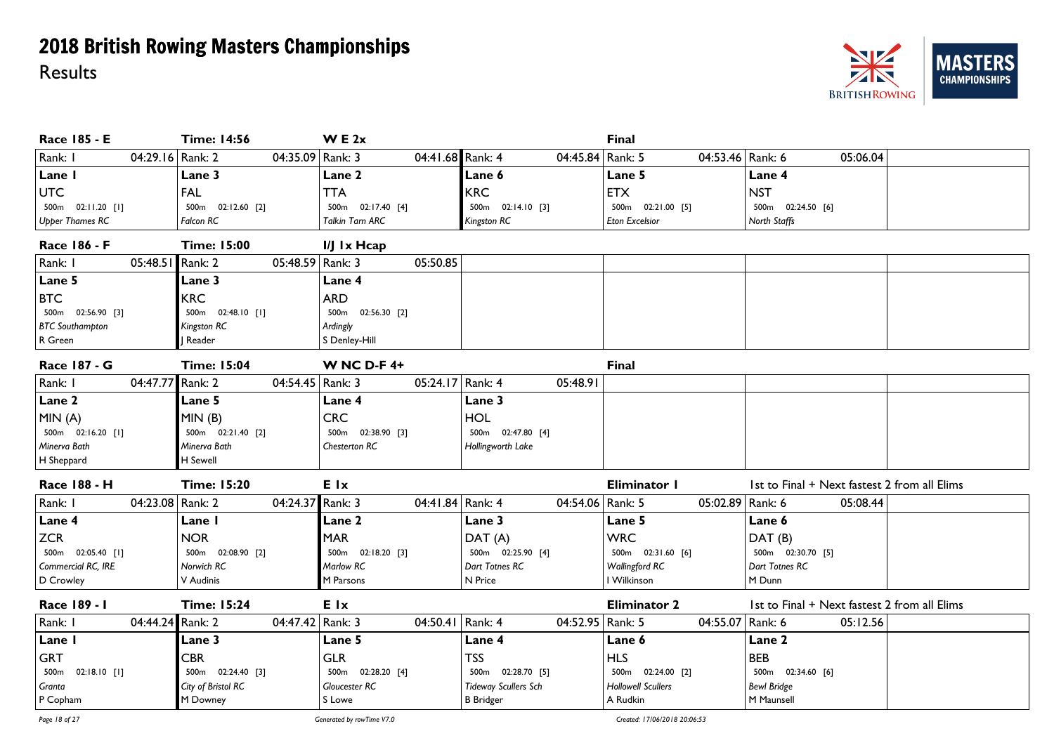# 2018 British Rowing Masters Championships

Results

**Race 185 - E** | **Time: 14:56** | **W E 2x** | **Final**

| Rank: 1 04:29.16 | Rank: 2 04:35.09 | Rank: 3 04:41.68 | Rank: 4 04:45.84 | Rank: 5 04:53.46 | Rank: 6 05:06.04 |
|---|---|---|---|---|---|
| **Lane 1** | **Lane 3** | **Lane 2** | **Lane 6** | **Lane 5** | **Lane 4** |
| UTC | FAL | TTA | KRC | ETX | NST |
| 500m 02:11.20 [1] | 500m 02:12.60 [2] | 500m 02:17.40 [4] | 500m 02:14.10 [3] | 500m 02:21.00 [5] | 500m 02:24.50 [6] |
| *Upper Thames RC* | *Falcon RC* | *Talkin Tarn ARC* | *Kingston RC* | *Eton Excelsior* | *North Staffs* |

**Race 186 - F** | **Time: 15:00** | **I/J 1x Hcap**

| Rank: 1 05:48.51 | Rank: 2 05:48.59 | Rank: 3 05:50.85 |
|---|---|---|
| **Lane 5** | **Lane 3** | **Lane 4** |
| BTC | KRC | ARD |
| 500m 02:56.90 [3] | 500m 02:48.10 [1] | 500m 02:56.30 [2] |
| *BTC Southampton* | *Kingston RC* | *Ardingly* |
| R Green | J Reader | S Denley-Hill |

**Race 187 - G** | **Time: 15:04** | **W NC D-F 4+** | **Final**

| Rank: 1 04:47.77 | Rank: 2 04:54.45 | Rank: 3 05:24.17 | Rank: 4 05:48.91 |
|---|---|---|---|
| **Lane 2** | **Lane 5** | **Lane 4** | **Lane 3** |
| MIN (A) | MIN (B) | CRC | HOL |
| 500m 02:16.20 [1] | 500m 02:21.40 [2] | 500m 02:38.90 [3] | 500m 02:47.80 [4] |
| *Minerva Bath* | *Minerva Bath* | *Chesterton RC* | *Hollingworth Lake* |
| H Sheppard | H Sewell | | |

**Race 188 - H** | **Time: 15:20** | **E 1x** | **Eliminator 1** | 1st to Final + Next fastest 2 from all Elims

| Rank: 1 04:23.08 | Rank: 2 04:24.37 | Rank: 3 04:41.84 | Rank: 4 04:54.06 | Rank: 5 05:02.89 | Rank: 6 05:08.44 |
|---|---|---|---|---|---|
| **Lane 4** | **Lane 1** | **Lane 2** | **Lane 3** | **Lane 5** | **Lane 6** |
| ZCR | NOR | MAR | DAT (A) | WRC | DAT (B) |
| 500m 02:05.40 [1] | 500m 02:08.90 [2] | 500m 02:18.20 [3] | 500m 02:25.90 [4] | 500m 02:31.60 [6] | 500m 02:30.70 [5] |
| *Commercial RC, IRE* | *Norwich RC* | *Marlow RC* | *Dart Totnes RC* | *Wallingford RC* | *Dart Totnes RC* |
| D Crowley | V Audinis | M Parsons | N Price | I Wilkinson | M Dunn |

**Race 189 - I** | **Time: 15:24** | **E 1x** | **Eliminator 2** | 1st to Final + Next fastest 2 from all Elims

| Rank: 1 04:44.24 | Rank: 2 04:47.42 | Rank: 3 04:50.41 | Rank: 4 04:52.95 | Rank: 5 04:55.07 | Rank: 6 05:12.56 |
|---|---|---|---|---|---|
| **Lane 1** | **Lane 3** | **Lane 5** | **Lane 4** | **Lane 6** | **Lane 2** |
| GRT | CBR | GLR | TSS | HLS | BEB |
| 500m 02:18.10 [1] | 500m 02:24.40 [3] | 500m 02:28.20 [4] | 500m 02:28.70 [5] | 500m 02:24.00 [2] | 500m 02:34.60 [6] |
| *Granta* | *City of Bristol RC* | *Gloucester RC* | *Tideway Scullers Sch* | *Hollowell Scullers* | *Bewl Bridge* |
| P Copham | M Downey | S Lowe | B Bridger | A Rudkin | M Maunsell |

*Generated by rowTime V7.0* *Created: 17/06/2018 20:06:53*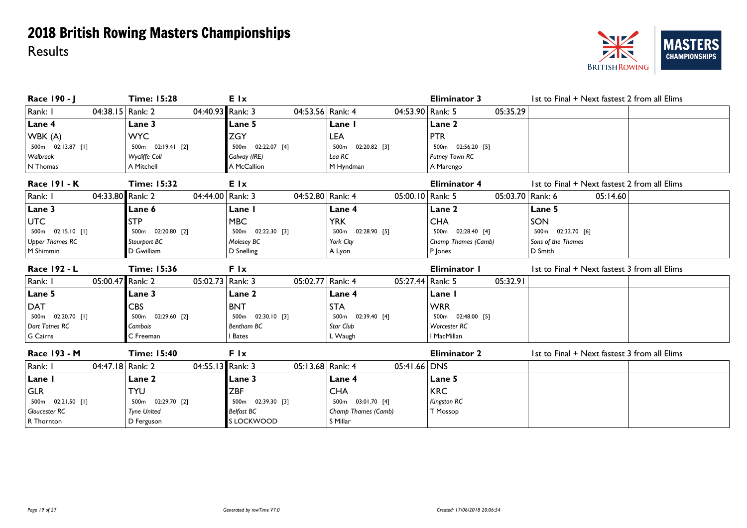# 2018 British Rowing Masters Championships

## Results

### Race 190 - J | Time: 15:28 | E 1x | Eliminator 3 | 1st to Final + Next fastest 2 from all Elims

| Rank: 1 04:38.15 | Rank: 2 04:40.93 | Rank: 3 04:53.56 | Rank: 4 04:53.90 | Rank: 5 05:35.29 | | |
|---|---|---|---|---|---|---|
| **Lane 4** | **Lane 3** | **Lane 5** | **Lane 1** | **Lane 2** | | |
| WBK (A) | WYC | ZGY | LEA | PTR | | |
| 500m 02:13.87 [1] | 500m 02:19.41 [2] | 500m 02:22.07 [4] | 500m 02:20.82 [3] | 500m 02:56.20 [5] | | |
| *Walbrook* | *Wycliffe Coll* | *Galway (IRE)* | *Lea RC* | *Putney Town RC* | | |
| N Thomas | A Mitchell | A McCallion | M Hyndman | A Marengo | | |

### Race 191 - K | Time: 15:32 | E 1x | Eliminator 4 | 1st to Final + Next fastest 2 from all Elims

| Rank: 1 04:33.80 | Rank: 2 04:44.00 | Rank: 3 04:52.80 | Rank: 4 05:00.10 | Rank: 5 05:03.70 | Rank: 6 05:14.60 | |
|---|---|---|---|---|---|---|
| **Lane 3** | **Lane 6** | **Lane 1** | **Lane 4** | **Lane 2** | **Lane 5** | |
| UTC | STP | MBC | YRK | CHA | SON | |
| 500m 02:15.10 [1] | 500m 02:20.80 [2] | 500m 02:22.30 [3] | 500m 02:28.90 [5] | 500m 02:28.40 [4] | 500m 02:33.70 [6] | |
| *Upper Thames RC* | *Stourport BC* | *Molesey BC* | *York City* | *Champ Thames (Camb)* | *Sons of the Thames* | |
| M Shimmin | D Gwilliam | D Snelling | A Lyon | P Jones | D Smith | |

### Race 192 - L | Time: 15:36 | F 1x | Eliminator 1 | 1st to Final + Next fastest 3 from all Elims

| Rank: 1 05:00.47 | Rank: 2 05:02.73 | Rank: 3 05:02.77 | Rank: 4 05:27.44 | Rank: 5 05:32.91 | | |
|---|---|---|---|---|---|---|
| **Lane 5** | **Lane 3** | **Lane 2** | **Lane 4** | **Lane 1** | | |
| DAT | CBS | BNT | STA | WRR | | |
| 500m 02:20.70 [1] | 500m 02:29.60 [2] | 500m 02:30.10 [3] | 500m 02:39.40 [4] | 500m 02:48.00 [5] | | |
| *Dart Totnes RC* | *Cambois* | *Bentham BC* | *Star Club* | *Worcester RC* | | |
| G Cairns | C Freeman | I Bates | L Waugh | I MacMillan | | |

### Race 193 - M | Time: 15:40 | F 1x | Eliminator 2 | 1st to Final + Next fastest 3 from all Elims

| Rank: 1 04:47.18 | Rank: 2 04:55.13 | Rank: 3 05:13.68 | Rank: 4 05:41.66 | DNS | | |
|---|---|---|---|---|---|---|
| **Lane 1** | **Lane 2** | **Lane 3** | **Lane 4** | **Lane 5** | | |
| GLR | TYU | ZBF | CHA | KRC | | |
| 500m 02:21.50 [1] | 500m 02:29.70 [2] | 500m 02:39.30 [3] | 500m 03:01.70 [4] | *Kingston RC* | | |
| *Gloucester RC* | *Tyne United* | *Belfast BC* | *Champ Thames (Camb)* | T Mossop | | |
| R Thornton | D Ferguson | S LOCKWOOD | S Millar | | | |

*Generated by rowTime V7.0* | *Created: 17/06/2018 20:06:54*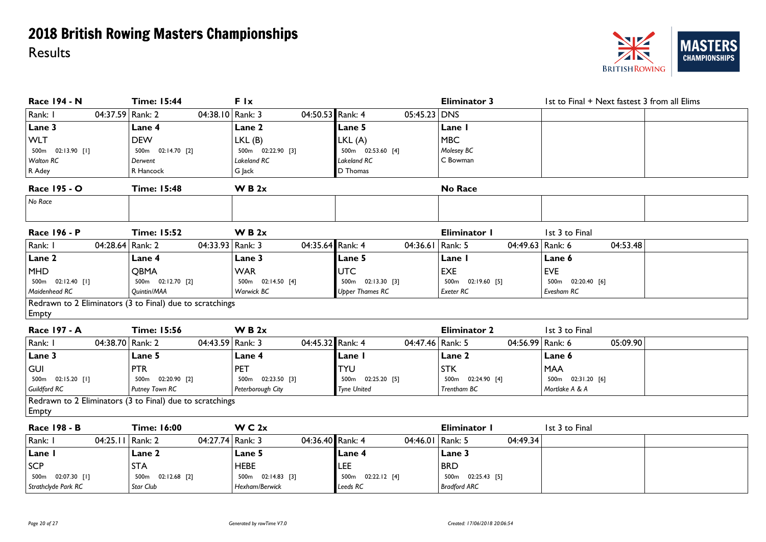# 2018 British Rowing Masters Championships

Results

### Race 194 - N | Time: 15:44 | F 1x | Eliminator 3 | 1st to Final + Next fastest 3 from all Elims

| Rank: 1 04:37.59 | Rank: 2 04:38.10 | Rank: 3 04:50.53 | Rank: 4 05:45.23 | DNS |
|---|---|---|---|---|
| Lane 3 | Lane 4 | Lane 2 | Lane 5 | Lane 1 |
| WLT | DEW | LKL (B) | LKL (A) | MBC |
| 500m 02:13.90 [1] | 500m 02:14.70 [2] | 500m 02:22.90 [3] | 500m 02:53.60 [4] | *Molesey BC* |
| *Walton RC* | *Derwent* | *Lakeland RC* | *Lakeland RC* | C Bowman |
| R Adey | R Hancock | G Jack | D Thomas | |

### Race 195 - O | Time: 15:48 | W B 2x | No Race

*No Race*

### Race 196 - P | Time: 15:52 | W B 2x | Eliminator 1 | 1st 3 to Final

| Rank: 1 04:28.64 | Rank: 2 04:33.93 | Rank: 3 04:35.64 | Rank: 4 04:36.61 | Rank: 5 04:49.63 | Rank: 6 04:53.48 |
|---|---|---|---|---|---|
| Lane 2 | Lane 4 | Lane 3 | Lane 5 | Lane 1 | Lane 6 |
| MHD | QBMA | WAR | UTC | EXE | EVE |
| 500m 02:12.40 [1] | 500m 02:12.70 [2] | 500m 02:14.50 [4] | 500m 02:13.30 [3] | 500m 02:19.60 [5] | 500m 02:20.40 [6] |
| *Maidenhead RC* | *Quintin/MAA* | *Warwick BC* | *Upper Thames RC* | *Exeter RC* | *Evesham RC* |

Redrawn to 2 Eliminators (3 to Final) due to scratchings
Empty

### Race 197 - A | Time: 15:56 | W B 2x | Eliminator 2 | 1st 3 to Final

| Rank: 1 04:38.70 | Rank: 2 04:43.59 | Rank: 3 04:45.32 | Rank: 4 04:47.46 | Rank: 5 04:56.99 | Rank: 6 05:09.90 |
|---|---|---|---|---|---|
| Lane 3 | Lane 5 | Lane 4 | Lane 1 | Lane 2 | Lane 6 |
| GUI | PTR | PET | TYU | STK | MAA |
| 500m 02:15.20 [1] | 500m 02:20.90 [2] | 500m 02:23.50 [3] | 500m 02:25.20 [5] | 500m 02:24.90 [4] | 500m 02:31.20 [6] |
| *Guildford RC* | *Putney Town RC* | *Peterborough City* | *Tyne United* | *Trentham BC* | *Mortlake A & A* |

Redrawn to 2 Eliminators (3 to Final) due to scratchings
Empty

### Race 198 - B | Time: 16:00 | W C 2x | Eliminator 1 | 1st 3 to Final

| Rank: 1 04:25.11 | Rank: 2 04:27.74 | Rank: 3 04:36.40 | Rank: 4 04:46.01 | Rank: 5 04:49.34 |
|---|---|---|---|---|
| Lane 1 | Lane 2 | Lane 5 | Lane 4 | Lane 3 |
| SCP | STA | HEBE | LEE | BRD |
| 500m 02:07.30 [1] | 500m 02:12.68 [2] | 500m 02:14.83 [3] | 500m 02:22.12 [4] | 500m 02:25.43 [5] |
| *Strathclyde Park RC* | *Star Club* | *Hexham/Berwick* | *Leeds RC* | *Bradford ARC* |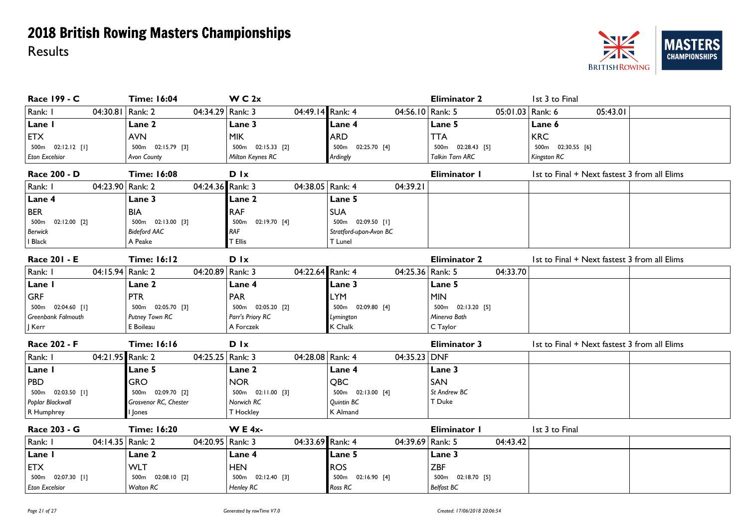# 2018 British Rowing Masters Championships

## Results

### Race 199 - C | Time: 16:04 | W C 2x | Eliminator 2 | 1st 3 to Final

| Rank: 1 04:30.81 | Rank: 2 04:34.29 | Rank: 3 04:49.14 | Rank: 4 04:56.10 | Rank: 5 05:01.03 | Rank: 6 05:43.01 |
|---|---|---|---|---|---|
| Lane 1 | Lane 2 | Lane 3 | Lane 4 | Lane 5 | Lane 6 |
| ETX | AVN | MIK | ARD | TTA | KRC |
| 500m 02:12.12 [1] | 500m 02:15.79 [3] | 500m 02:15.33 [2] | 500m 02:25.70 [4] | 500m 02:28.43 [5] | 500m 02:30.55 [6] |
| *Eton Excelsior* | *Avon County* | *Milton Keynes RC* | *Ardingly* | *Talkin Tarn ARC* | *Kingston RC* |

### Race 200 - D | Time: 16:08 | D 1x | Eliminator 1 | 1st to Final + Next fastest 3 from all Elims

| Rank: 1 04:23.90 | Rank: 2 04:24.36 | Rank: 3 04:38.05 | Rank: 4 04:39.21 |
|---|---|---|---|
| Lane 4 | Lane 3 | Lane 2 | Lane 5 |
| BER | BIA | RAF | SUA |
| 500m 02:12.00 [2] | 500m 02:13.00 [3] | 500m 02:19.70 [4] | 500m 02:09.50 [1] |
| *Berwick* | *Bideford AAC* | *RAF* | *Stratford-upon-Avon BC* |
| I Black | A Peake | T Ellis | T Lunel |

### Race 201 - E | Time: 16:12 | D 1x | Eliminator 2 | 1st to Final + Next fastest 3 from all Elims

| Rank: 1 04:15.94 | Rank: 2 04:20.89 | Rank: 3 04:22.64 | Rank: 4 04:25.36 | Rank: 5 04:33.70 |
|---|---|---|---|---|
| Lane 1 | Lane 2 | Lane 4 | Lane 3 | Lane 5 |
| GRF | PTR | PAR | LYM | MIN |
| 500m 02:04.60 [1] | 500m 02:05.70 [3] | 500m 02:05.20 [2] | 500m 02:09.80 [4] | 500m 02:13.20 [5] |
| *Greenbank Falmouth* | *Putney Town RC* | *Parr's Priory RC* | *Lymington* | *Minerva Bath* |
| J Kerr | E Boileau | A Forczek | K Chalk | C Taylor |

### Race 202 - F | Time: 16:16 | D 1x | Eliminator 3 | 1st to Final + Next fastest 3 from all Elims

| Rank: 1 04:21.95 | Rank: 2 04:25.25 | Rank: 3 04:28.08 | Rank: 4 04:35.23 | DNF |
|---|---|---|---|---|
| Lane 1 | Lane 5 | Lane 2 | Lane 4 | Lane 3 |
| PBD | GRO | NOR | QBC | SAN |
| 500m 02:03.50 [1] | 500m 02:09.70 [2] | 500m 02:11.00 [3] | 500m 02:13.00 [4] | *St Andrew BC* |
| *Poplar Blackwall* | *Grosvenor RC, Chester* | *Norwich RC* | *Quintin BC* | T Duke |
| R Humphrey | I Jones | T Hockley | K Almand | |

### Race 203 - G | Time: 16:20 | W E 4x- | Eliminator 1 | 1st 3 to Final

| Rank: 1 04:14.35 | Rank: 2 04:20.95 | Rank: 3 04:33.69 | Rank: 4 04:39.69 | Rank: 5 04:43.42 |
|---|---|---|---|---|
| Lane 1 | Lane 2 | Lane 4 | Lane 5 | Lane 3 |
| ETX | WLT | HEN | ROS | ZBF |
| 500m 02:07.30 [1] | 500m 02:08.10 [2] | 500m 02:12.40 [3] | 500m 02:16.90 [4] | 500m 02:18.70 [5] |
| *Eton Excelsior* | *Walton RC* | *Henley RC* | *Ross RC* | *Belfast BC* |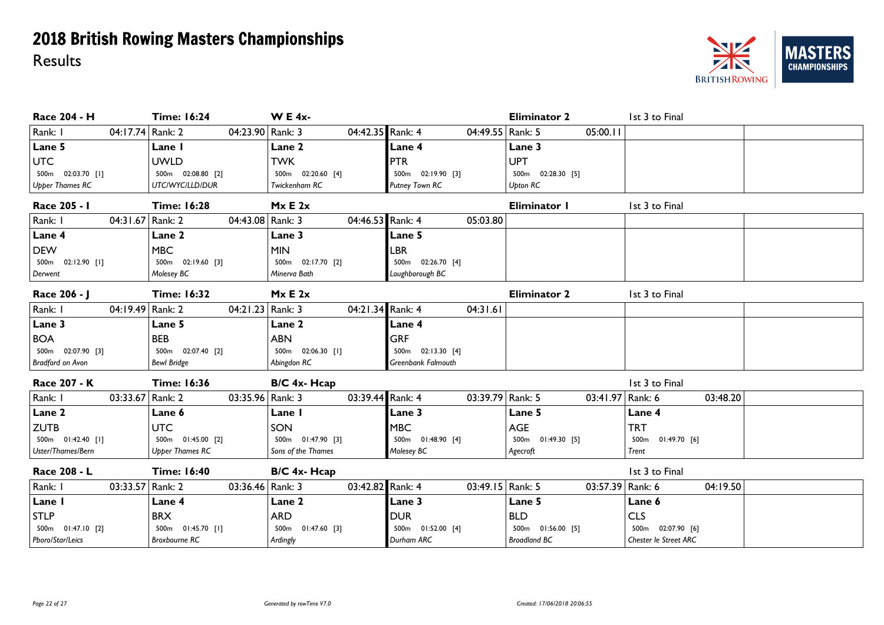# 2018 British Rowing Masters Championships

Results

### Race 204 - H | Time: 16:24 | W E 4x- | Eliminator 2 | 1st 3 to Final

| Rank: 1 04:17.74 | Rank: 2 04:23.90 | Rank: 3 04:42.35 | Rank: 4 04:49.55 | Rank: 5 05:00.11 |
|---|---|---|---|---|
| **Lane 5** | **Lane 1** | **Lane 2** | **Lane 4** | **Lane 3** |
| UTC | UWLD | TWK | PTR | UPT |
| 500m 02:03.70 [1] | 500m 02:08.80 [2] | 500m 02:20.60 [4] | 500m 02:19.90 [3] | 500m 02:28.30 [5] |
| *Upper Thames RC* | *UTC/WYC/LLD/DUR* | *Twickenham RC* | *Putney Town RC* | *Upton RC* |

### Race 205 - I | Time: 16:28 | Mx E 2x | Eliminator 1 | 1st 3 to Final

| Rank: 1 04:31.67 | Rank: 2 04:43.08 | Rank: 3 04:46.53 | Rank: 4 05:03.80 |
|---|---|---|---|
| **Lane 4** | **Lane 2** | **Lane 3** | **Lane 5** |
| DEW | MBC | MIN | LBR |
| 500m 02:12.90 [1] | 500m 02:19.60 [3] | 500m 02:17.70 [2] | 500m 02:26.70 [4] |
| *Derwent* | *Molesey BC* | *Minerva Bath* | *Loughborough BC* |

### Race 206 - J | Time: 16:32 | Mx E 2x | Eliminator 2 | 1st 3 to Final

| Rank: 1 04:19.49 | Rank: 2 04:21.23 | Rank: 3 04:21.34 | Rank: 4 04:31.61 |
|---|---|---|---|
| **Lane 3** | **Lane 5** | **Lane 2** | **Lane 4** |
| BOA | BEB | ABN | GRF |
| 500m 02:07.90 [3] | 500m 02:07.40 [2] | 500m 02:06.30 [1] | 500m 02:13.30 [4] |
| *Bradford on Avon* | *Bewl Bridge* | *Abingdon RC* | *Greenbank Falmouth* |

### Race 207 - K | Time: 16:36 | B/C 4x- Hcap | 1st 3 to Final

| Rank: 1 03:33.67 | Rank: 2 03:35.96 | Rank: 3 03:39.44 | Rank: 4 03:39.79 | Rank: 5 03:41.97 | Rank: 6 03:48.20 |
|---|---|---|---|---|---|
| **Lane 2** | **Lane 6** | **Lane 1** | **Lane 3** | **Lane 5** | **Lane 4** |
| ZUTB | UTC | SON | MBC | AGE | TRT |
| 500m 01:42.40 [1] | 500m 01:45.00 [2] | 500m 01:47.90 [3] | 500m 01:48.90 [4] | 500m 01:49.30 [5] | 500m 01:49.70 [6] |
| *Uster/Thames/Bern* | *Upper Thames RC* | *Sons of the Thames* | *Molesey BC* | *Agecroft* | *Trent* |

### Race 208 - L | Time: 16:40 | B/C 4x- Hcap | 1st 3 to Final

| Rank: 1 03:33.57 | Rank: 2 03:36.46 | Rank: 3 03:42.82 | Rank: 4 03:49.15 | Rank: 5 03:57.39 | Rank: 6 04:19.50 |
|---|---|---|---|---|---|
| **Lane 1** | **Lane 4** | **Lane 2** | **Lane 3** | **Lane 5** | **Lane 6** |
| STLP | BRX | ARD | DUR | BLD | CLS |
| 500m 01:47.10 [2] | 500m 01:45.70 [1] | 500m 01:47.60 [3] | 500m 01:52.00 [4] | 500m 01:56.00 [5] | 500m 02:07.90 [6] |
| *Pboro/Star/Leics* | *Broxbourne RC* | *Ardingly* | *Durham ARC* | *Broadland BC* | *Chester le Street ARC* |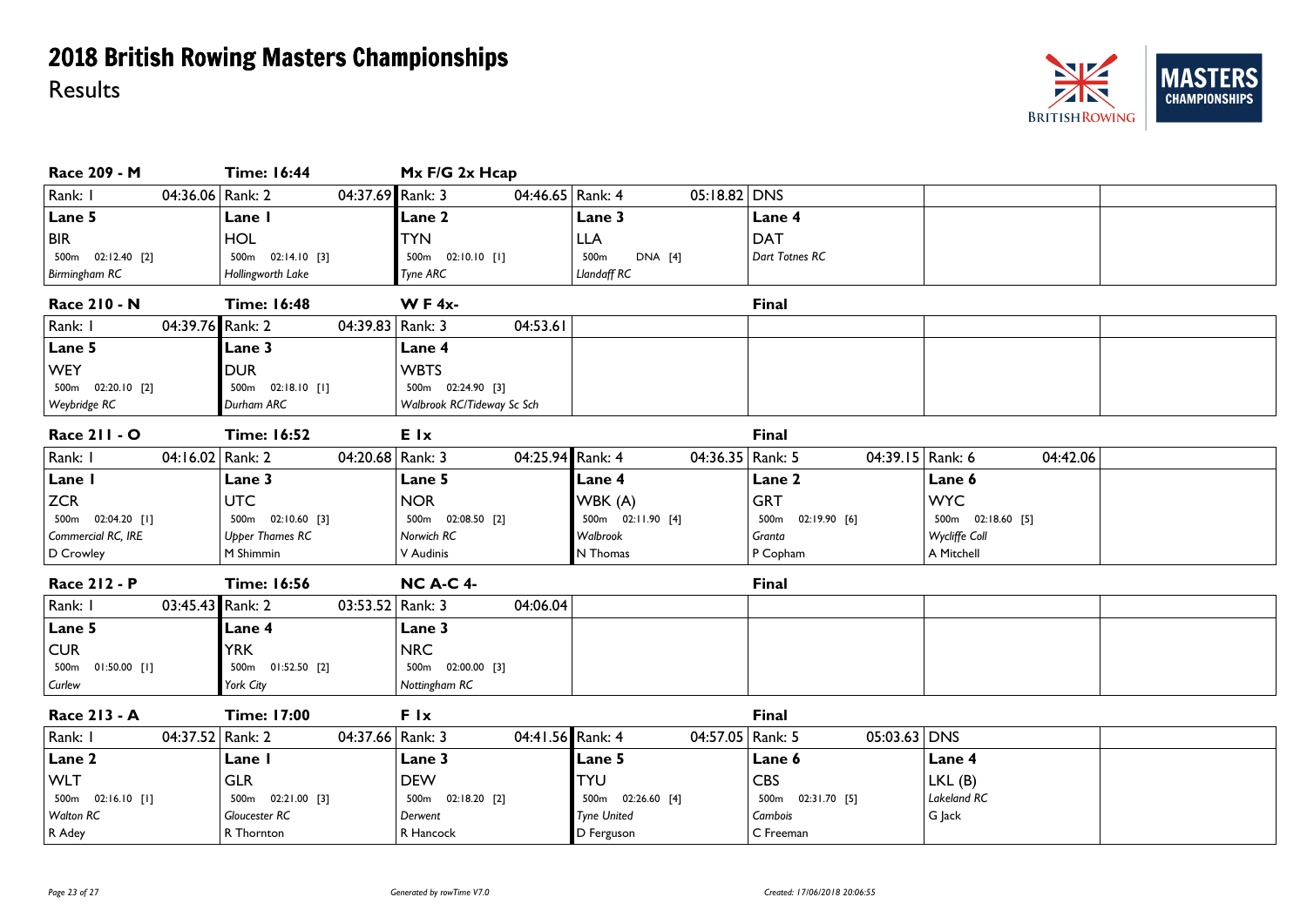# 2018 British Rowing Masters Championships

Results

### Race 209 - M | Time: 16:44 | Mx F/G 2x Hcap

| Rank: 1 04:36.06 | Rank: 2 04:37.69 | Rank: 3 04:46.65 | Rank: 4 05:18.82 | DNS |
|---|---|---|---|---|
| **Lane 5** | **Lane 1** | **Lane 2** | **Lane 3** | **Lane 4** |
| BIR | HOL | TYN | LLA | DAT |
| 500m 02:12.40 [2] | 500m 02:14.10 [3] | 500m 02:10.10 [1] | 500m DNA [4] | *Dart Totnes RC* |
| *Birmingham RC* | *Hollingworth Lake* | *Tyne ARC* | *Llandaff RC* | |

### Race 210 - N | Time: 16:48 | W F 4x- | Final

| Rank: 1 04:39.76 | Rank: 2 04:39.83 | Rank: 3 04:53.61 |
|---|---|---|
| **Lane 5** | **Lane 3** | **Lane 4** |
| WEY | DUR | WBTS |
| 500m 02:20.10 [2] | 500m 02:18.10 [1] | 500m 02:24.90 [3] |
| *Weybridge RC* | *Durham ARC* | *Walbrook RC/Tideway Sc Sch* |

### Race 211 - O | Time: 16:52 | E 1x | Final

| Rank: 1 04:16.02 | Rank: 2 04:20.68 | Rank: 3 04:25.94 | Rank: 4 04:36.35 | Rank: 5 04:39.15 | Rank: 6 04:42.06 |
|---|---|---|---|---|---|
| **Lane 1** | **Lane 3** | **Lane 5** | **Lane 4** | **Lane 2** | **Lane 6** |
| ZCR | UTC | NOR | WBK (A) | GRT | WYC |
| 500m 02:04.20 [1] | 500m 02:10.60 [3] | 500m 02:08.50 [2] | 500m 02:11.90 [4] | 500m 02:19.90 [6] | 500m 02:18.60 [5] |
| *Commercial RC, IRE* | *Upper Thames RC* | *Norwich RC* | *Walbrook* | *Granta* | *Wycliffe Coll* |
| D Crowley | M Shimmin | V Audinis | N Thomas | P Copham | A Mitchell |

### Race 212 - P | Time: 16:56 | NC A-C 4- | Final

| Rank: 1 03:45.43 | Rank: 2 03:53.52 | Rank: 3 04:06.04 |
|---|---|---|
| **Lane 5** | **Lane 4** | **Lane 3** |
| CUR | YRK | NRC |
| 500m 01:50.00 [1] | 500m 01:52.50 [2] | 500m 02:00.00 [3] |
| *Curlew* | *York City* | *Nottingham RC* |

### Race 213 - A | Time: 17:00 | F 1x | Final

| Rank: 1 04:37.52 | Rank: 2 04:37.66 | Rank: 3 04:41.56 | Rank: 4 04:57.05 | Rank: 5 05:03.63 | DNS |
|---|---|---|---|---|---|
| **Lane 2** | **Lane 1** | **Lane 3** | **Lane 5** | **Lane 6** | **Lane 4** |
| WLT | GLR | DEW | TYU | CBS | LKL (B) |
| 500m 02:16.10 [1] | 500m 02:21.00 [3] | 500m 02:18.20 [2] | 500m 02:26.60 [4] | 500m 02:31.70 [5] | *Lakeland RC* |
| *Walton RC* | *Gloucester RC* | *Derwent* | *Tyne United* | *Cambois* | G Jack |
| R Adey | R Thornton | R Hancock | D Ferguson | C Freeman | |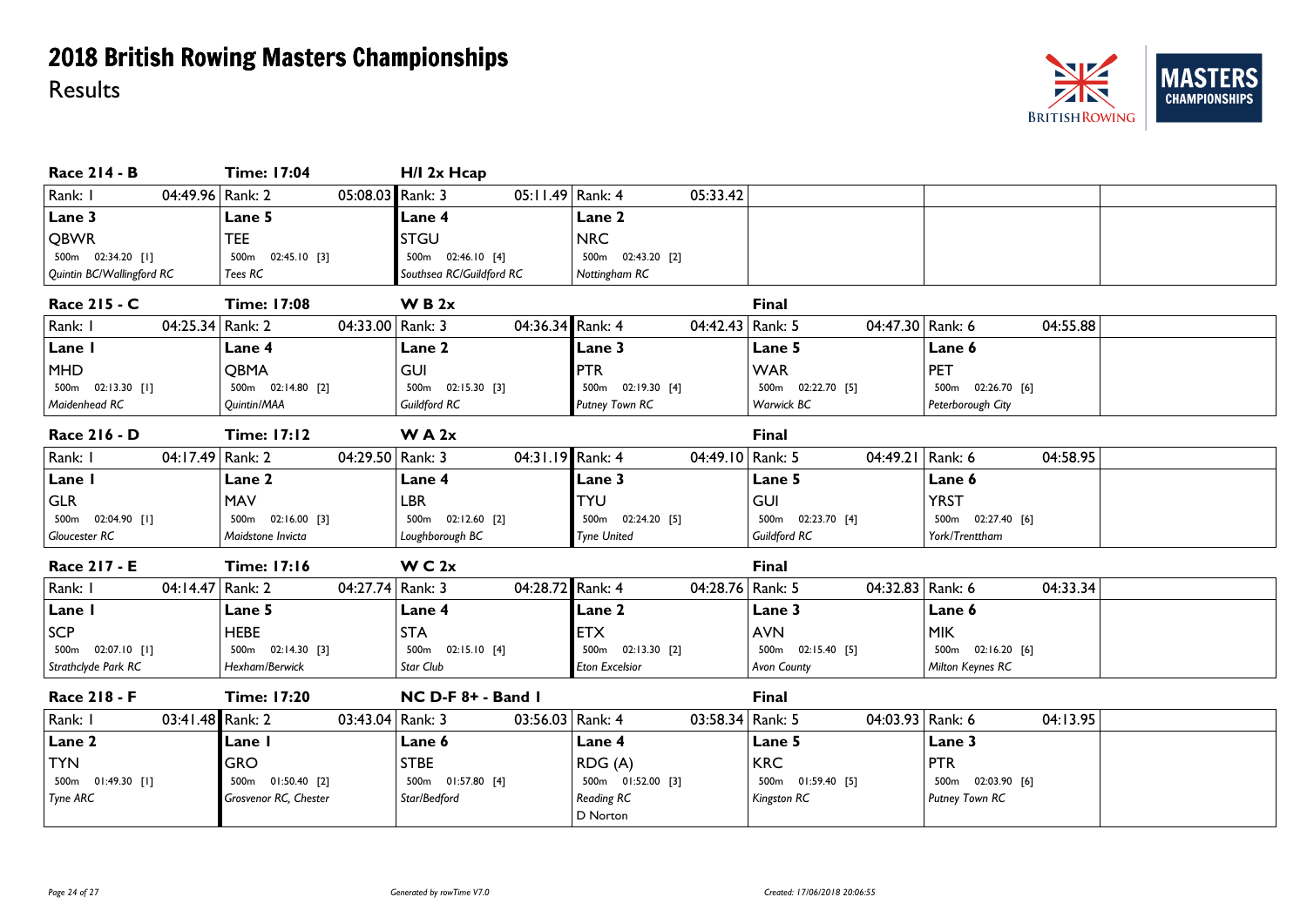# 2018 British Rowing Masters Championships

Results

## Race 214 - B | Time: 17:04 | H/I 2x Hcap

| Rank: 1 04:49.96 | Rank: 2 05:08.03 | Rank: 3 05:11.49 | Rank: 4 05:33.42 |
|---|---|---|---|
| Lane 3 | Lane 5 | Lane 4 | Lane 2 |
| QBWR | TEE | STGU | NRC |
| 500m 02:34.20 [1] | 500m 02:45.10 [3] | 500m 02:46.10 [4] | 500m 02:43.20 [2] |
| *Quintin BC/Wallingford RC* | *Tees RC* | *Southsea RC/Guildford RC* | *Nottingham RC* |

## Race 215 - C | Time: 17:08 | W B 2x | Final

| Rank: 1 04:25.34 | Rank: 2 04:33.00 | Rank: 3 04:36.34 | Rank: 4 04:42.43 | Rank: 5 04:47.30 | Rank: 6 04:55.88 |
|---|---|---|---|---|---|
| Lane 1 | Lane 4 | Lane 2 | Lane 3 | Lane 5 | Lane 6 |
| MHD | QBMA | GUI | PTR | WAR | PET |
| 500m 02:13.30 [1] | 500m 02:14.80 [2] | 500m 02:15.30 [3] | 500m 02:19.30 [4] | 500m 02:22.70 [5] | 500m 02:26.70 [6] |
| *Maidenhead RC* | *Quintin/MAA* | *Guildford RC* | *Putney Town RC* | *Warwick BC* | *Peterborough City* |

## Race 216 - D | Time: 17:12 | W A 2x | Final

| Rank: 1 04:17.49 | Rank: 2 04:29.50 | Rank: 3 04:31.19 | Rank: 4 04:49.10 | Rank: 5 04:49.21 | Rank: 6 04:58.95 |
|---|---|---|---|---|---|
| Lane 1 | Lane 2 | Lane 4 | Lane 3 | Lane 5 | Lane 6 |
| GLR | MAV | LBR | TYU | GUI | YRST |
| 500m 02:04.90 [1] | 500m 02:16.00 [3] | 500m 02:12.60 [2] | 500m 02:24.20 [5] | 500m 02:23.70 [4] | 500m 02:27.40 [6] |
| *Gloucester RC* | *Maidstone Invicta* | *Loughborough BC* | *Tyne United* | *Guildford RC* | *York/Trenttham* |

## Race 217 - E | Time: 17:16 | W C 2x | Final

| Rank: 1 04:14.47 | Rank: 2 04:27.74 | Rank: 3 04:28.72 | Rank: 4 04:28.76 | Rank: 5 04:32.83 | Rank: 6 04:33.34 |
|---|---|---|---|---|---|
| Lane 1 | Lane 5 | Lane 4 | Lane 2 | Lane 3 | Lane 6 |
| SCP | HEBE | STA | ETX | AVN | MIK |
| 500m 02:07.10 [1] | 500m 02:14.30 [3] | 500m 02:15.10 [4] | 500m 02:13.30 [2] | 500m 02:15.40 [5] | 500m 02:16.20 [6] |
| *Strathclyde Park RC* | *Hexham/Berwick* | *Star Club* | *Eton Excelsior* | *Avon County* | *Milton Keynes RC* |

## Race 218 - F | Time: 17:20 | NC D-F 8+ - Band 1 | Final

| Rank: 1 03:41.48 | Rank: 2 03:43.04 | Rank: 3 03:56.03 | Rank: 4 03:58.34 | Rank: 5 04:03.93 | Rank: 6 04:13.95 |
|---|---|---|---|---|---|
| Lane 2 | Lane 1 | Lane 6 | Lane 4 | Lane 5 | Lane 3 |
| TYN | GRO | STBE | RDG (A) | KRC | PTR |
| 500m 01:49.30 [1] | 500m 01:50.40 [2] | 500m 01:57.80 [4] | 500m 01:52.00 [3] | 500m 01:59.40 [5] | 500m 02:03.90 [6] |
| *Tyne ARC* | *Grosvenor RC, Chester* | *Star/Bedford* | *Reading RC* | *Kingston RC* | *Putney Town RC* |
| | | | D Norton | | |

*Generated by rowTime V7.0*

*Created: 17/06/2018 20:06:55*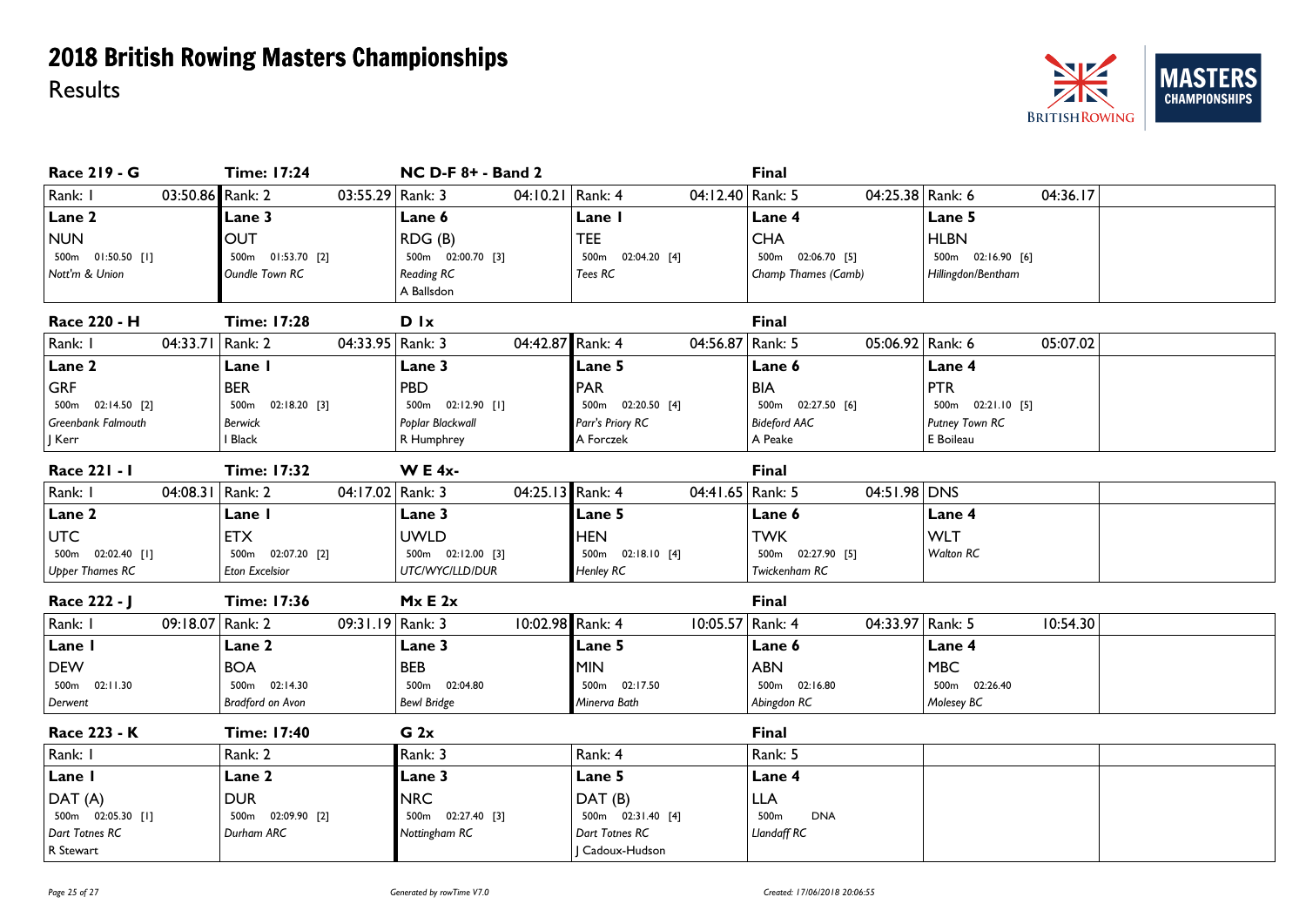# 2018 British Rowing Masters Championships

Results

| Race 219 - G | Time: 17:24 | NC D-F 8+ - Band 2 | | Final | |
|---|---|---|---|---|---|
| Rank: 1 03:50.86 | Rank: 2 03:55.29 | Rank: 3 04:10.21 | Rank: 4 04:12.40 | Rank: 5 04:25.38 | Rank: 6 04:36.17 |
| **Lane 2** | **Lane 3** | **Lane 6** | **Lane 1** | **Lane 4** | **Lane 5** |
| NUN | OUT | RDG (B) | TEE | CHA | HLBN |
| 500m 01:50.50 [1] | 500m 01:53.70 [2] | 500m 02:00.70 [3] | 500m 02:04.20 [4] | 500m 02:06.70 [5] | 500m 02:16.90 [6] |
| *Nott'm & Union* | *Oundle Town RC* | *Reading RC* | *Tees RC* | *Champ Thames (Camb)* | *Hillingdon/Bentham* |
| | | A Ballsdon | | | |

| Race 220 - H | Time: 17:28 | D 1x | | Final | |
|---|---|---|---|---|---|
| Rank: 1 04:33.71 | Rank: 2 04:33.95 | Rank: 3 04:42.87 | Rank: 4 04:56.87 | Rank: 5 05:06.92 | Rank: 6 05:07.02 |
| **Lane 2** | **Lane 1** | **Lane 3** | **Lane 5** | **Lane 6** | **Lane 4** |
| GRF | BER | PBD | PAR | BIA | PTR |
| 500m 02:14.50 [2] | 500m 02:18.20 [3] | 500m 02:12.90 [1] | 500m 02:20.50 [4] | 500m 02:27.50 [6] | 500m 02:21.10 [5] |
| *Greenbank Falmouth* | *Berwick* | *Poplar Blackwall* | *Parr's Priory RC* | *Bideford AAC* | *Putney Town RC* |
| J Kerr | I Black | R Humphrey | A Forczek | A Peake | E Boileau |

| Race 221 - I | Time: 17:32 | W E 4x- | | Final | |
|---|---|---|---|---|---|
| Rank: 1 04:08.31 | Rank: 2 04:17.02 | Rank: 3 04:25.13 | Rank: 4 04:41.65 | Rank: 5 04:51.98 | DNS |
| **Lane 2** | **Lane 1** | **Lane 3** | **Lane 5** | **Lane 6** | **Lane 4** |
| UTC | ETX | UWLD | HEN | TWK | WLT |
| 500m 02:02.40 [1] | 500m 02:07.20 [2] | 500m 02:12.00 [3] | 500m 02:18.10 [4] | 500m 02:27.90 [5] | *Walton RC* |
| *Upper Thames RC* | *Eton Excelsior* | *UTC/WYC/LLD/DUR* | *Henley RC* | *Twickenham RC* | |

| Race 222 - J | Time: 17:36 | Mx E 2x | | Final | |
|---|---|---|---|---|---|
| Rank: 1 09:18.07 | Rank: 2 09:31.19 | Rank: 3 10:02.98 | Rank: 4 10:05.57 | Rank: 4 04:33.97 | Rank: 5 10:54.30 |
| **Lane 1** | **Lane 2** | **Lane 3** | **Lane 5** | **Lane 6** | **Lane 4** |
| DEW | BOA | BEB | MIN | ABN | MBC |
| 500m 02:11.30 | 500m 02:14.30 | 500m 02:04.80 | 500m 02:17.50 | 500m 02:16.80 | 500m 02:26.40 |
| *Derwent* | *Bradford on Avon* | *Bewl Bridge* | *Minerva Bath* | *Abingdon RC* | *Molesey BC* |

| Race 223 - K | Time: 17:40 | G 2x | | Final |
|---|---|---|---|---|
| Rank: 1 | Rank: 2 | Rank: 3 | Rank: 4 | Rank: 5 |
| **Lane 1** | **Lane 2** | **Lane 3** | **Lane 5** | **Lane 4** |
| DAT (A) | DUR | NRC | DAT (B) | LLA |
| 500m 02:05.30 [1] | 500m 02:09.90 [2] | 500m 02:27.40 [3] | 500m 02:31.40 [4] | 500m DNA |
| *Dart Totnes RC* | *Durham ARC* | *Nottingham RC* | *Dart Totnes RC* | *Llandaff RC* |
| R Stewart | | | J Cadoux-Hudson | |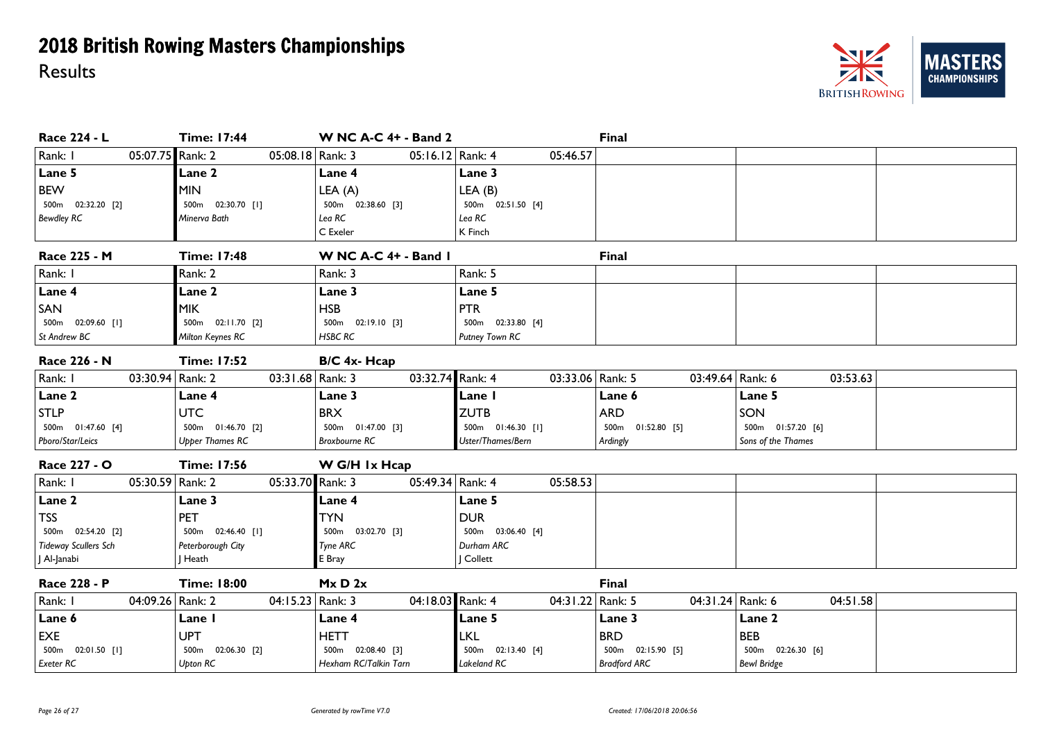# 2018 British Rowing Masters Championships

Results

### Race 224 - L | Time: 17:44 | W NC A-C 4+ - Band 2 | Final

| Rank: 1 05:07.75 | Rank: 2 05:08.18 | Rank: 3 05:16.12 | Rank: 4 05:46.57 |
|---|---|---|---|
| **Lane 5** | **Lane 2** | **Lane 4** | **Lane 3** |
| BEW | MIN | LEA (A) | LEA (B) |
| 500m 02:32.20 [2] | 500m 02:30.70 [1] | 500m 02:38.60 [3] | 500m 02:51.50 [4] |
| *Bewdley RC* | *Minerva Bath* | *Lea RC* | *Lea RC* |
| | | C Exeler | K Finch |

### Race 225 - M | Time: 17:48 | W NC A-C 4+ - Band 1 | Final

| Rank: 1 | Rank: 2 | Rank: 3 | Rank: 5 |
|---|---|---|---|
| **Lane 4** | **Lane 2** | **Lane 3** | **Lane 5** |
| SAN | MIK | HSB | PTR |
| 500m 02:09.60 [1] | 500m 02:11.70 [2] | 500m 02:19.10 [3] | 500m 02:33.80 [4] |
| *St Andrew BC* | *Milton Keynes RC* | *HSBC RC* | *Putney Town RC* |

### Race 226 - N | Time: 17:52 | B/C 4x- Hcap

| Rank: 1 03:30.94 | Rank: 2 03:31.68 | Rank: 3 03:32.74 | Rank: 4 03:33.06 | Rank: 5 03:49.64 | Rank: 6 03:53.63 |
|---|---|---|---|---|---|
| **Lane 2** | **Lane 4** | **Lane 3** | **Lane 1** | **Lane 6** | **Lane 5** |
| STLP | UTC | BRX | ZUTB | ARD | SON |
| 500m 01:47.60 [4] | 500m 01:46.70 [2] | 500m 01:47.00 [3] | 500m 01:46.30 [1] | 500m 01:52.80 [5] | 500m 01:57.20 [6] |
| *Pboro/Star/Leics* | *Upper Thames RC* | *Broxbourne RC* | *Uster/Thames/Bern* | *Ardingly* | *Sons of the Thames* |

### Race 227 - O | Time: 17:56 | W G/H 1x Hcap

| Rank: 1 05:30.59 | Rank: 2 05:33.70 | Rank: 3 05:49.34 | Rank: 4 05:58.53 |
|---|---|---|---|
| **Lane 2** | **Lane 3** | **Lane 4** | **Lane 5** |
| TSS | PET | TYN | DUR |
| 500m 02:54.20 [2] | 500m 02:46.40 [1] | 500m 03:02.70 [3] | 500m 03:06.40 [4] |
| *Tideway Scullers Sch* | *Peterborough City* | *Tyne ARC* | *Durham ARC* |
| J Al-Janabi | J Heath | E Bray | J Collett |

### Race 228 - P | Time: 18:00 | Mx D 2x | Final

| Rank: 1 04:09.26 | Rank: 2 04:15.23 | Rank: 3 04:18.03 | Rank: 4 04:31.22 | Rank: 5 04:31.24 | Rank: 6 04:51.58 |
|---|---|---|---|---|---|
| **Lane 6** | **Lane 1** | **Lane 4** | **Lane 5** | **Lane 3** | **Lane 2** |
| EXE | UPT | HETT | LKL | BRD | BEB |
| 500m 02:01.50 [1] | 500m 02:06.30 [2] | 500m 02:08.40 [3] | 500m 02:13.40 [4] | 500m 02:15.90 [5] | 500m 02:26.30 [6] |
| *Exeter RC* | *Upton RC* | *Hexham RC/Talkin Tarn* | *Lakeland RC* | *Bradford ARC* | *Bewl Bridge* |

*Generated by rowTime V7.0* *Created: 17/06/2018 20:06:56*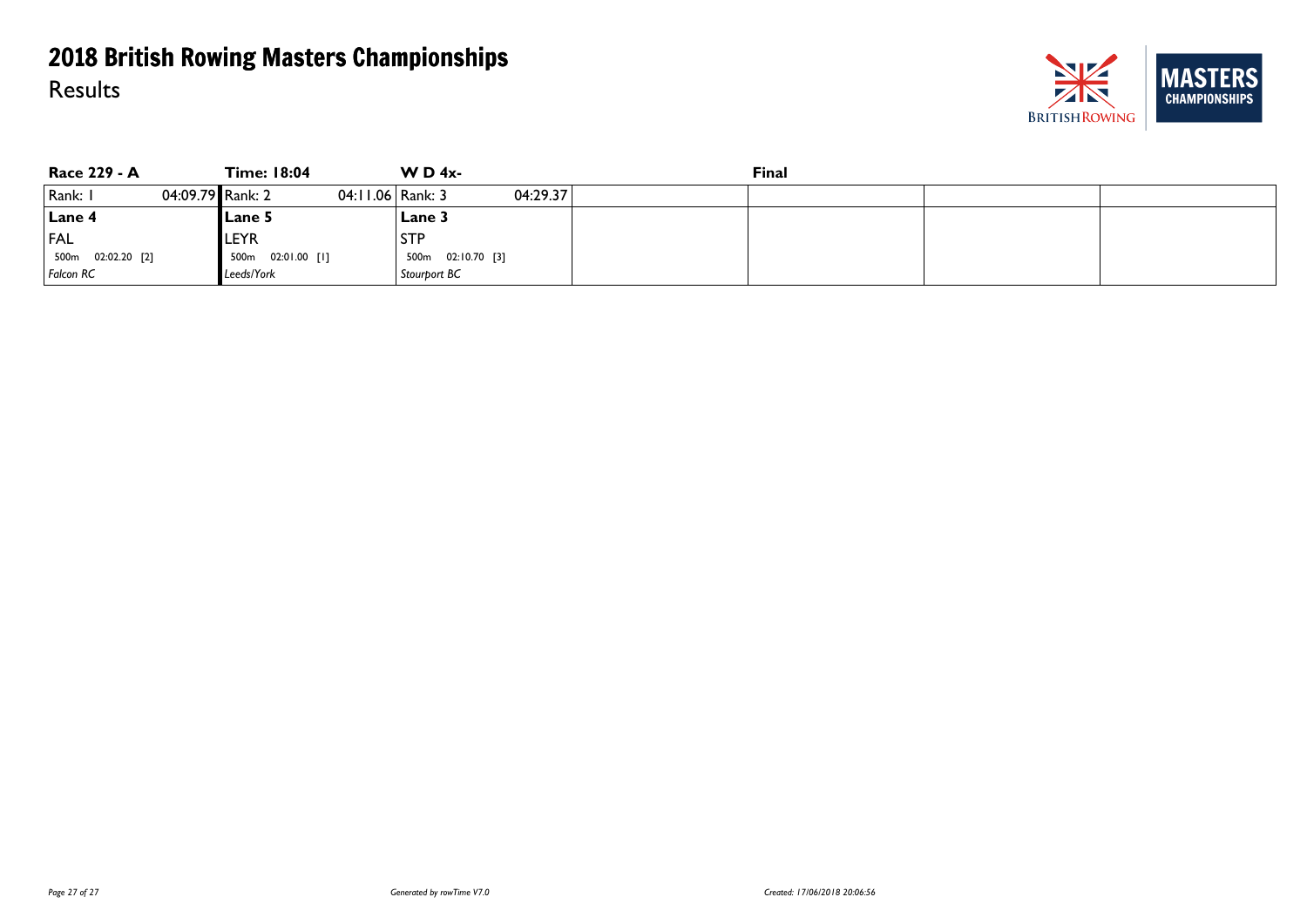# 2018 British Rowing Masters Championships

Results

**Race 229 - A** **Time: 18:04** **W D 4x-** **Final**

| | | | | | | |
|---|---|---|---|---|---|---|
| Rank: 1 04:09.79 | Rank: 2 04:11.06 | Rank: 3 04:29.37 | | | | |
| **Lane 4** | **Lane 5** | **Lane 3** | | | | |
| FAL | LEYR | STP | | | | |
| 500m 02:02.20 [2] | 500m 02:01.00 [1] | 500m 02:10.70 [3] | | | | |
| *Falcon RC* | *Leeds/York* | *Stourport BC* | | | | |

*Generated by rowTime V7.0*

*Created: 17/06/2018 20:06:56*